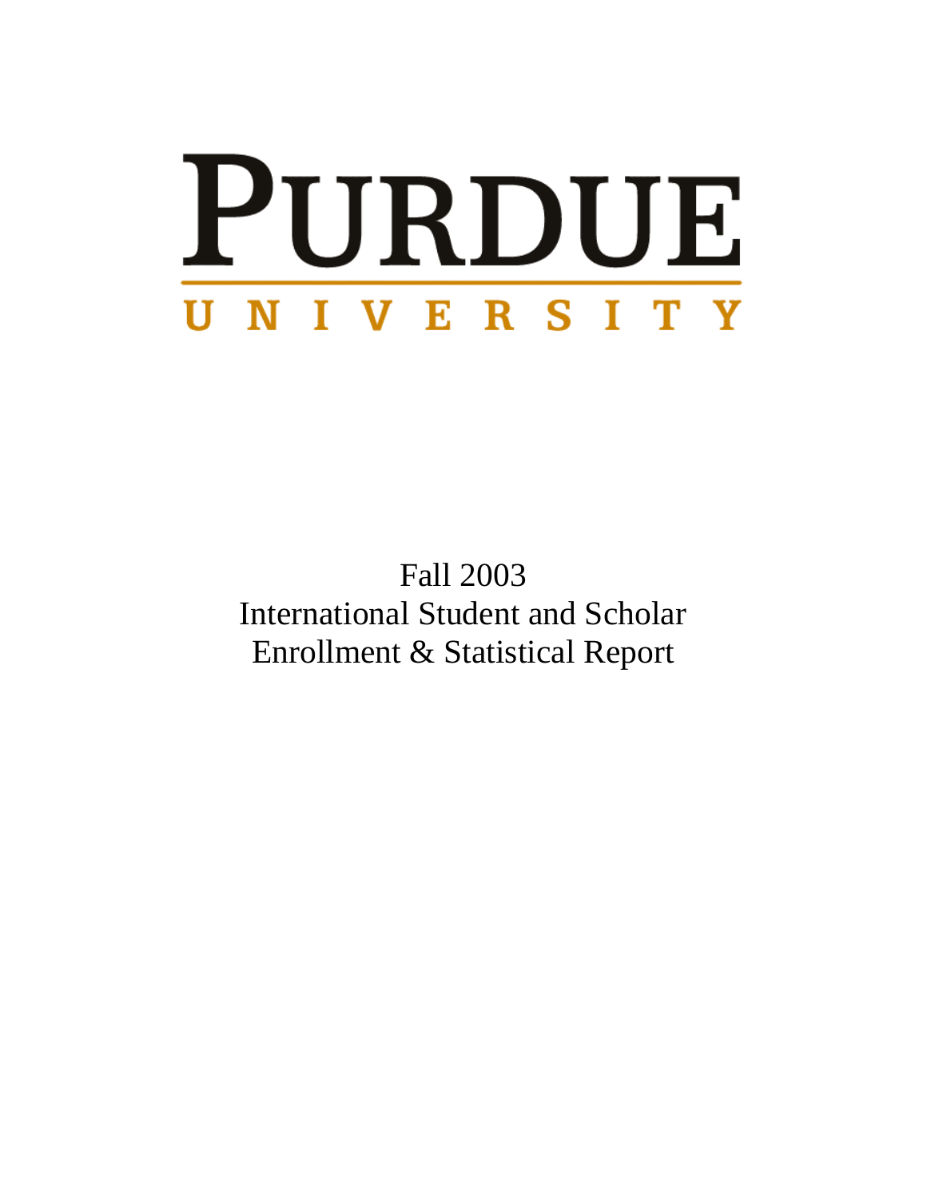# PURDUE

UNIVERSITY

Fall 2003
International Student and Scholar
Enrollment & Statistical Report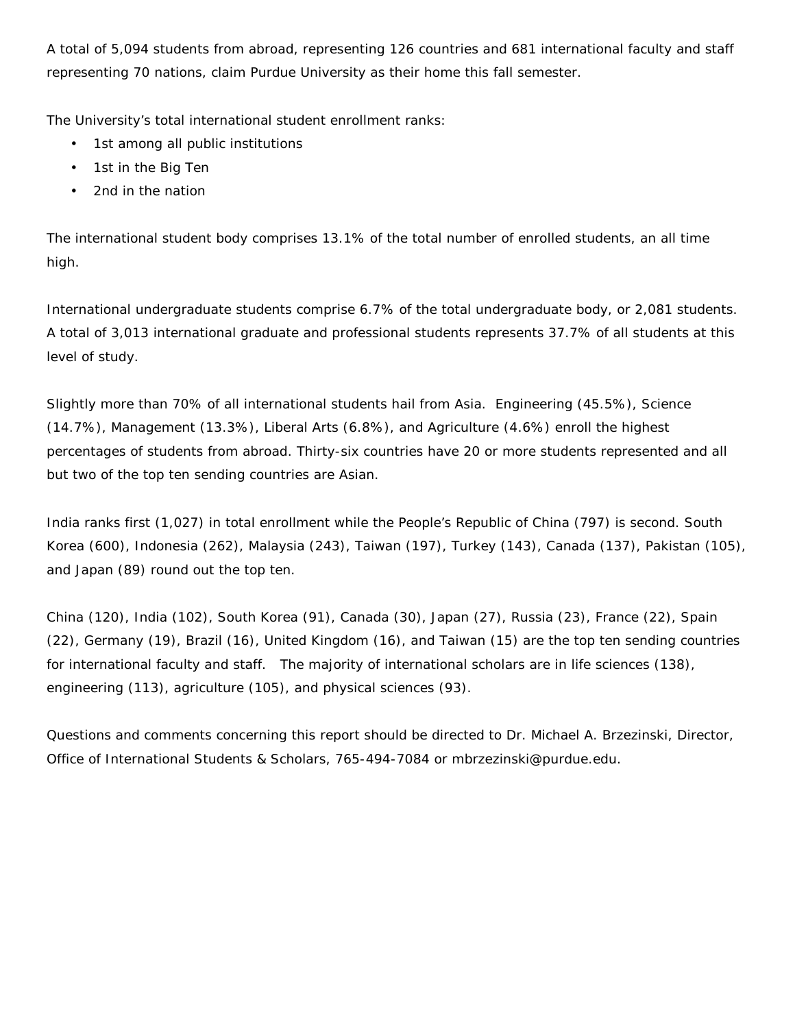A total of 5,094 students from abroad, representing 126 countries and 681 international faculty and staff representing 70 nations, claim Purdue University as their home this fall semester.

The University's total international student enrollment ranks:

- 1st among all public institutions
- 1st in the Big Ten
- 2nd in the nation

The international student body comprises 13.1% of the total number of enrolled students, an all time high.

International undergraduate students comprise 6.7% of the total undergraduate body, or 2,081 students. A total of 3,013 international graduate and professional students represents 37.7% of all students at this level of study.

Slightly more than 70% of all international students hail from Asia. Engineering (45.5%), Science (14.7%), Management (13.3%), Liberal Arts (6.8%), and Agriculture (4.6%) enroll the highest percentages of students from abroad. Thirty-six countries have 20 or more students represented and all but two of the top ten sending countries are Asian.

India ranks first (1,027) in total enrollment while the People's Republic of China (797) is second. South Korea (600), Indonesia (262), Malaysia (243), Taiwan (197), Turkey (143), Canada (137), Pakistan (105), and Japan (89) round out the top ten.

China (120), India (102), South Korea (91), Canada (30), Japan (27), Russia (23), France (22), Spain (22), Germany (19), Brazil (16), United Kingdom (16), and Taiwan (15) are the top ten sending countries for international faculty and staff. The majority of international scholars are in life sciences (138), engineering (113), agriculture (105), and physical sciences (93).

Questions and comments concerning this report should be directed to Dr. Michael A. Brzezinski, Director, Office of International Students & Scholars, 765-494-7084 or mbrzezinski@purdue.edu.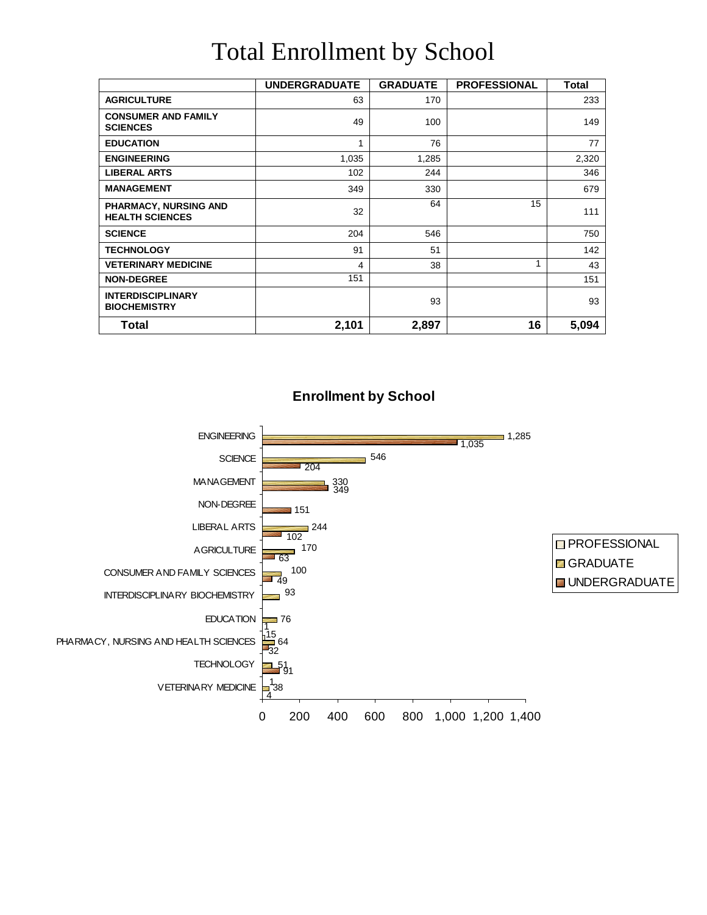# Total Enrollment by School

| | UNDERGRADUATE | GRADUATE | PROFESSIONAL | Total |
|---|---|---|---|---|
| **AGRICULTURE** | 63 | 170 | | 233 |
| **CONSUMER AND FAMILY SCIENCES** | 49 | 100 | | 149 |
| **EDUCATION** | 1 | 76 | | 77 |
| **ENGINEERING** | 1,035 | 1,285 | | 2,320 |
| **LIBERAL ARTS** | 102 | 244 | | 346 |
| **MANAGEMENT** | 349 | 330 | | 679 |
| **PHARMACY, NURSING AND HEALTH SCIENCES** | 32 | 64 | 15 | 111 |
| **SCIENCE** | 204 | 546 | | 750 |
| **TECHNOLOGY** | 91 | 51 | | 142 |
| **VETERINARY MEDICINE** | 4 | 38 | 1 | 43 |
| **NON-DEGREE** | 151 | | | 151 |
| **INTERDISCIPLINARY BIOCHEMISTRY** | | 93 | | 93 |
| **Total** | **2,101** | **2,897** | **16** | **5,094** |

## Enrollment by School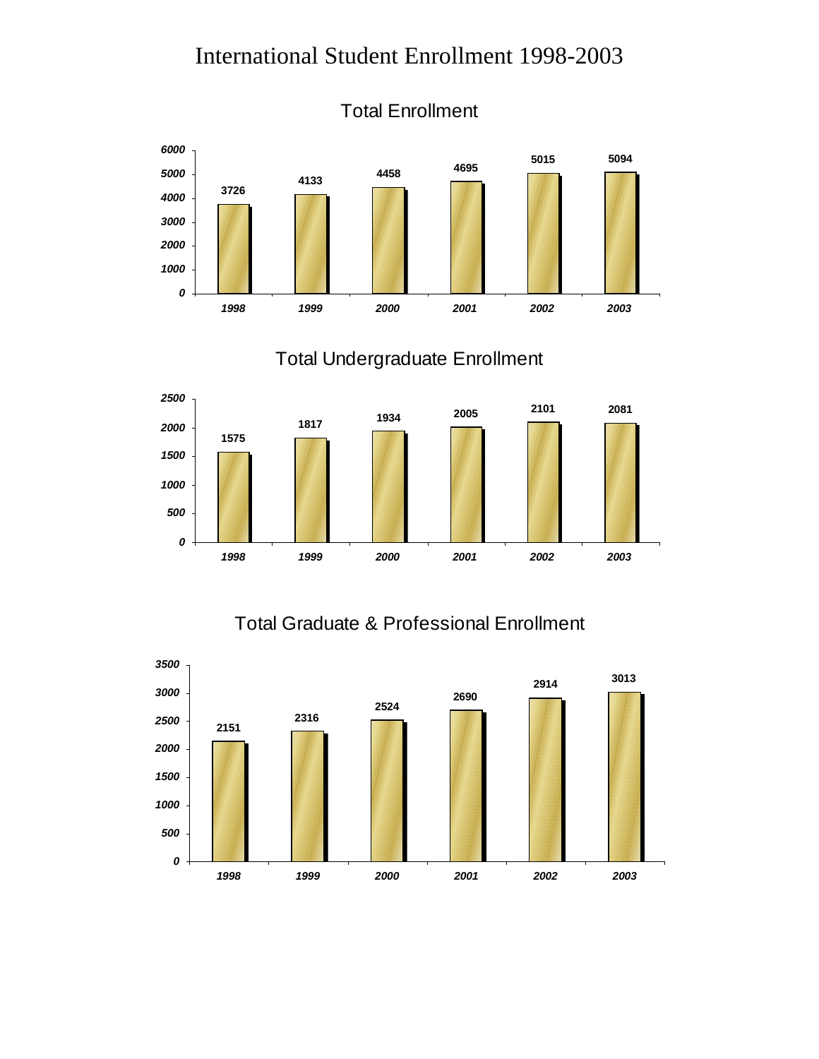# International Student Enrollment 1998-2003

## Total Enrollment

| Year | Enrollment |
|---|---|
| 1998 | 3726 |
| 1999 | 4133 |
| 2000 | 4458 |
| 2001 | 4695 |
| 2002 | 5015 |
| 2003 | 5094 |

## Total Undergraduate Enrollment

| Year | Enrollment |
|---|---|
| 1998 | 1575 |
| 1999 | 1817 |
| 2000 | 1934 |
| 2001 | 2005 |
| 2002 | 2101 |
| 2003 | 2081 |

## Total Graduate & Professional Enrollment

| Year | Enrollment |
|---|---|
| 1998 | 2151 |
| 1999 | 2316 |
| 2000 | 2524 |
| 2001 | 2690 |
| 2002 | 2914 |
| 2003 | 3013 |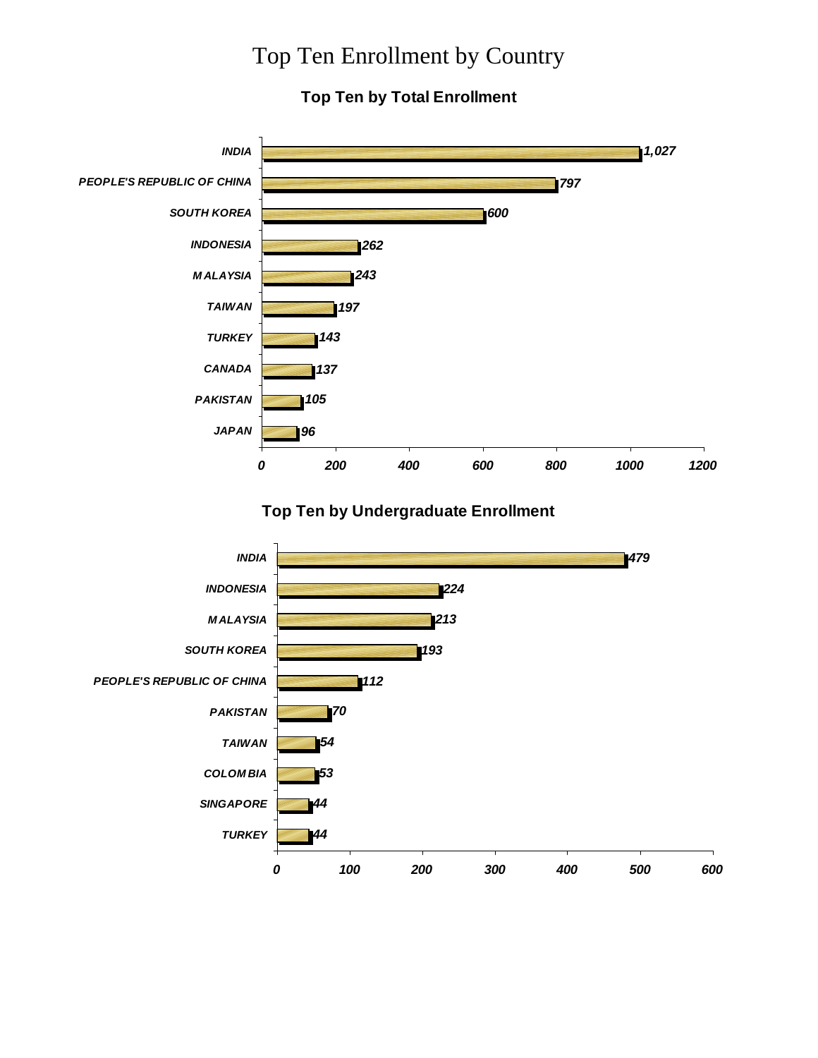# Top Ten Enrollment by Country

### Top Ten by Total Enrollment

| Country | Enrollment |
|---|---|
| INDIA | 1,027 |
| PEOPLE'S REPUBLIC OF CHINA | 797 |
| SOUTH KOREA | 600 |
| INDONESIA | 262 |
| MALAYSIA | 243 |
| TAIWAN | 197 |
| TURKEY | 143 |
| CANADA | 137 |
| PAKISTAN | 105 |
| JAPAN | 96 |

### Top Ten by Undergraduate Enrollment

| Country | Enrollment |
|---|---|
| INDIA | 479 |
| INDONESIA | 224 |
| MALAYSIA | 213 |
| SOUTH KOREA | 193 |
| PEOPLE'S REPUBLIC OF CHINA | 112 |
| PAKISTAN | 70 |
| TAIWAN | 54 |
| COLOMBIA | 53 |
| SINGAPORE | 44 |
| TURKEY | 44 |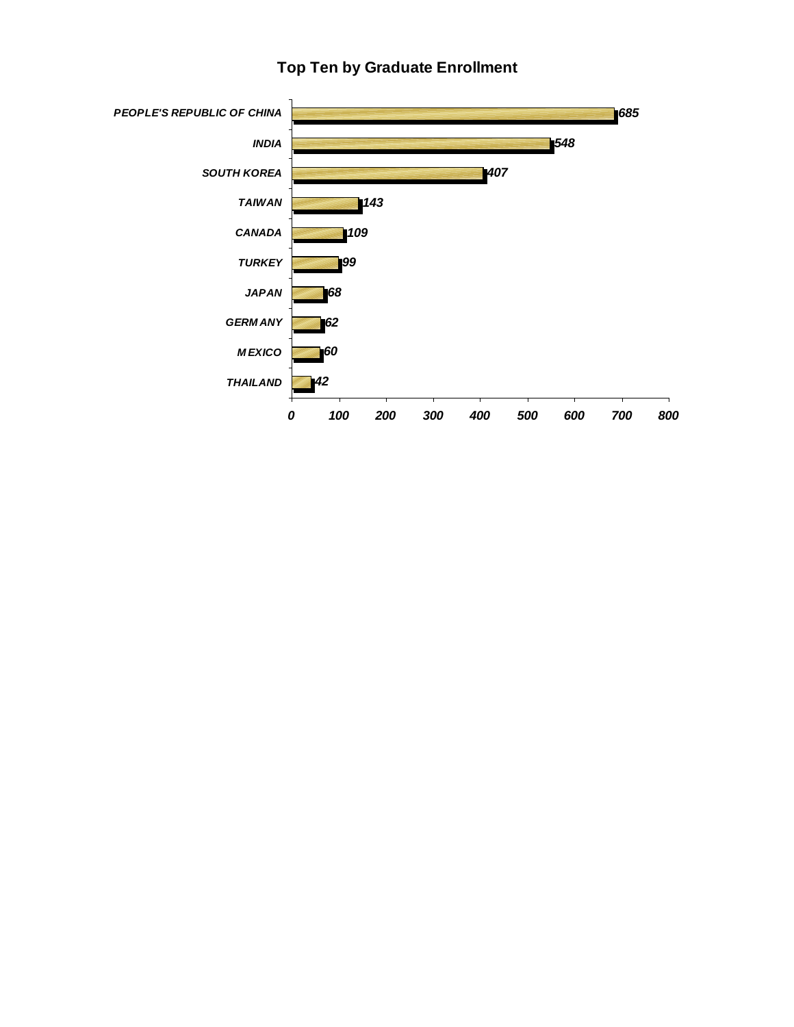## Top Ten by Graduate Enrollment

| Country | Graduate Enrollment |
|---|---|
| PEOPLE'S REPUBLIC OF CHINA | 685 |
| INDIA | 548 |
| SOUTH KOREA | 407 |
| TAIWAN | 143 |
| CANADA | 109 |
| TURKEY | 99 |
| JAPAN | 68 |
| GERMANY | 62 |
| MEXICO | 60 |
| THAILAND | 42 |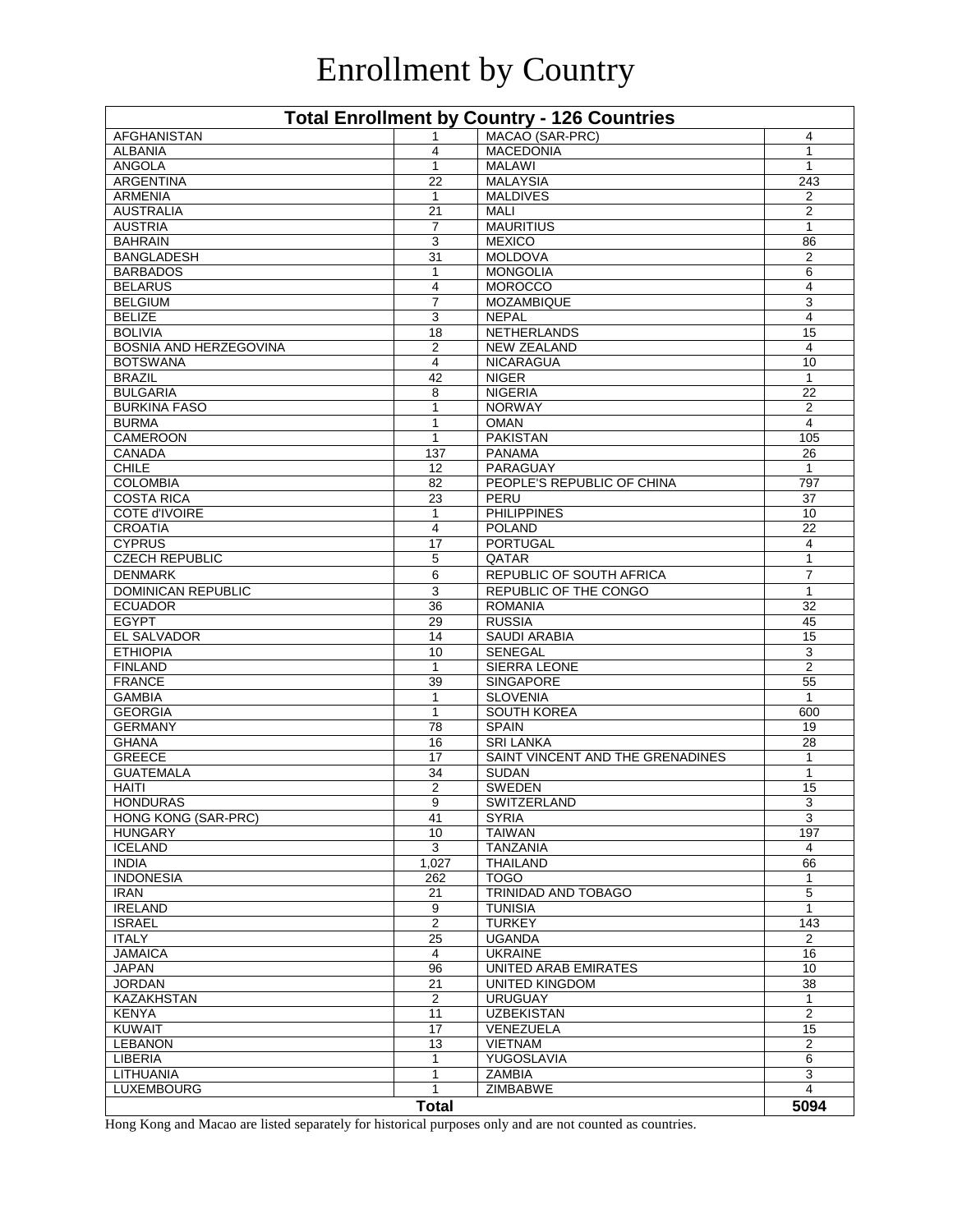# Enrollment by Country

| Total Enrollment by Country - 126 Countries | | | |
|---|---|---|---|
| AFGHANISTAN | 1 | MACAO (SAR-PRC) | 4 |
| ALBANIA | 4 | MACEDONIA | 1 |
| ANGOLA | 1 | MALAWI | 1 |
| ARGENTINA | 22 | MALAYSIA | 243 |
| ARMENIA | 1 | MALDIVES | 2 |
| AUSTRALIA | 21 | MALI | 2 |
| AUSTRIA | 7 | MAURITIUS | 1 |
| BAHRAIN | 3 | MEXICO | 86 |
| BANGLADESH | 31 | MOLDOVA | 2 |
| BARBADOS | 1 | MONGOLIA | 6 |
| BELARUS | 4 | MOROCCO | 4 |
| BELGIUM | 7 | MOZAMBIQUE | 3 |
| BELIZE | 3 | NEPAL | 4 |
| BOLIVIA | 18 | NETHERLANDS | 15 |
| BOSNIA AND HERZEGOVINA | 2 | NEW ZEALAND | 4 |
| BOTSWANA | 4 | NICARAGUA | 10 |
| BRAZIL | 42 | NIGER | 1 |
| BULGARIA | 8 | NIGERIA | 22 |
| BURKINA FASO | 1 | NORWAY | 2 |
| BURMA | 1 | OMAN | 4 |
| CAMEROON | 1 | PAKISTAN | 105 |
| CANADA | 137 | PANAMA | 26 |
| CHILE | 12 | PARAGUAY | 1 |
| COLOMBIA | 82 | PEOPLE'S REPUBLIC OF CHINA | 797 |
| COSTA RICA | 23 | PERU | 37 |
| COTE d'IVOIRE | 1 | PHILIPPINES | 10 |
| CROATIA | 4 | POLAND | 22 |
| CYPRUS | 17 | PORTUGAL | 4 |
| CZECH REPUBLIC | 5 | QATAR | 1 |
| DENMARK | 6 | REPUBLIC OF SOUTH AFRICA | 7 |
| DOMINICAN REPUBLIC | 3 | REPUBLIC OF THE CONGO | 1 |
| ECUADOR | 36 | ROMANIA | 32 |
| EGYPT | 29 | RUSSIA | 45 |
| EL SALVADOR | 14 | SAUDI ARABIA | 15 |
| ETHIOPIA | 10 | SENEGAL | 3 |
| FINLAND | 1 | SIERRA LEONE | 2 |
| FRANCE | 39 | SINGAPORE | 55 |
| GAMBIA | 1 | SLOVENIA | 1 |
| GEORGIA | 1 | SOUTH KOREA | 600 |
| GERMANY | 78 | SPAIN | 19 |
| GHANA | 16 | SRI LANKA | 28 |
| GREECE | 17 | SAINT VINCENT AND THE GRENADINES | 1 |
| GUATEMALA | 34 | SUDAN | 1 |
| HAITI | 2 | SWEDEN | 15 |
| HONDURAS | 9 | SWITZERLAND | 3 |
| HONG KONG (SAR-PRC) | 41 | SYRIA | 3 |
| HUNGARY | 10 | TAIWAN | 197 |
| ICELAND | 3 | TANZANIA | 4 |
| INDIA | 1,027 | THAILAND | 66 |
| INDONESIA | 262 | TOGO | 1 |
| IRAN | 21 | TRINIDAD AND TOBAGO | 5 |
| IRELAND | 9 | TUNISIA | 1 |
| ISRAEL | 2 | TURKEY | 143 |
| ITALY | 25 | UGANDA | 2 |
| JAMAICA | 4 | UKRAINE | 16 |
| JAPAN | 96 | UNITED ARAB EMIRATES | 10 |
| JORDAN | 21 | UNITED KINGDOM | 38 |
| KAZAKHSTAN | 2 | URUGUAY | 1 |
| KENYA | 11 | UZBEKISTAN | 2 |
| KUWAIT | 17 | VENEZUELA | 15 |
| LEBANON | 13 | VIETNAM | 2 |
| LIBERIA | 1 | YUGOSLAVIA | 6 |
| LITHUANIA | 1 | ZAMBIA | 3 |
| LUXEMBOURG | 1 | ZIMBABWE | 4 |
| **Total** | | | **5094** |

Hong Kong and Macao are listed separately for historical purposes only and are not counted as countries.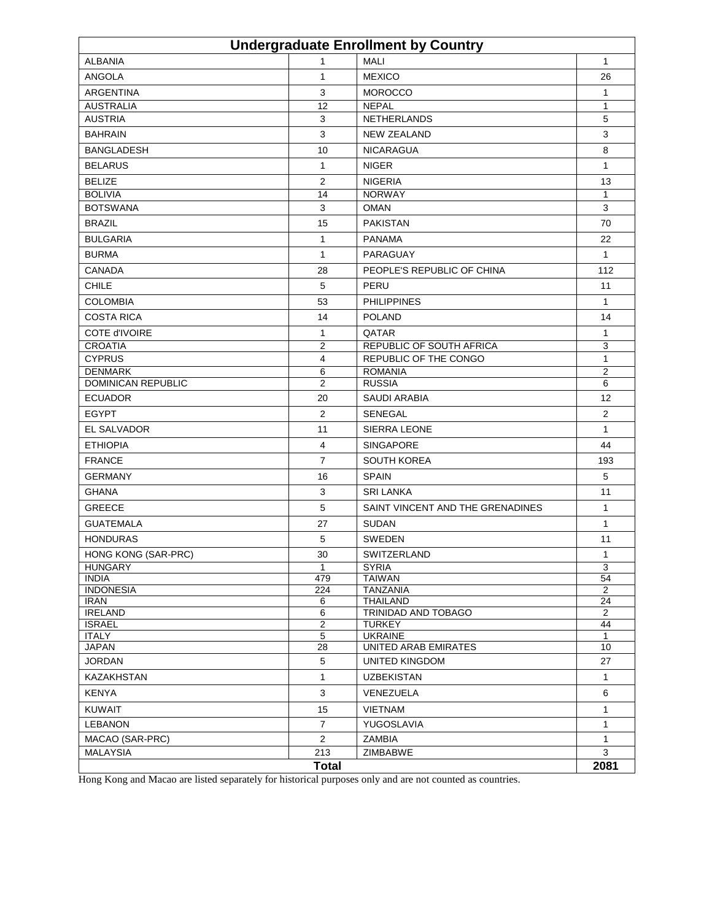| Undergraduate Enrollment by Country | | | |
|---|---|---|---|
| ALBANIA | 1 | MALI | 1 |
| ANGOLA | 1 | MEXICO | 26 |
| ARGENTINA | 3 | MOROCCO | 1 |
| AUSTRALIA | 12 | NEPAL | 1 |
| AUSTRIA | 3 | NETHERLANDS | 5 |
| BAHRAIN | 3 | NEW ZEALAND | 3 |
| BANGLADESH | 10 | NICARAGUA | 8 |
| BELARUS | 1 | NIGER | 1 |
| BELIZE | 2 | NIGERIA | 13 |
| BOLIVIA | 14 | NORWAY | 1 |
| BOTSWANA | 3 | OMAN | 3 |
| BRAZIL | 15 | PAKISTAN | 70 |
| BULGARIA | 1 | PANAMA | 22 |
| BURMA | 1 | PARAGUAY | 1 |
| CANADA | 28 | PEOPLE'S REPUBLIC OF CHINA | 112 |
| CHILE | 5 | PERU | 11 |
| COLOMBIA | 53 | PHILIPPINES | 1 |
| COSTA RICA | 14 | POLAND | 14 |
| COTE d'IVOIRE | 1 | QATAR | 1 |
| CROATIA | 2 | REPUBLIC OF SOUTH AFRICA | 3 |
| CYPRUS | 4 | REPUBLIC OF THE CONGO | 1 |
| DENMARK | 6 | ROMANIA | 2 |
| DOMINICAN REPUBLIC | 2 | RUSSIA | 6 |
| ECUADOR | 20 | SAUDI ARABIA | 12 |
| EGYPT | 2 | SENEGAL | 2 |
| EL SALVADOR | 11 | SIERRA LEONE | 1 |
| ETHIOPIA | 4 | SINGAPORE | 44 |
| FRANCE | 7 | SOUTH KOREA | 193 |
| GERMANY | 16 | SPAIN | 5 |
| GHANA | 3 | SRI LANKA | 11 |
| GREECE | 5 | SAINT VINCENT AND THE GRENADINES | 1 |
| GUATEMALA | 27 | SUDAN | 1 |
| HONDURAS | 5 | SWEDEN | 11 |
| HONG KONG (SAR-PRC) | 30 | SWITZERLAND | 1 |
| HUNGARY | 1 | SYRIA | 3 |
| INDIA | 479 | TAIWAN | 54 |
| INDONESIA | 224 | TANZANIA | 2 |
| IRAN | 6 | THAILAND | 24 |
| IRELAND | 6 | TRINIDAD AND TOBAGO | 2 |
| ISRAEL | 2 | TURKEY | 44 |
| ITALY | 5 | UKRAINE | 1 |
| JAPAN | 28 | UNITED ARAB EMIRATES | 10 |
| JORDAN | 5 | UNITED KINGDOM | 27 |
| KAZAKHSTAN | 1 | UZBEKISTAN | 1 |
| KENYA | 3 | VENEZUELA | 6 |
| KUWAIT | 15 | VIETNAM | 1 |
| LEBANON | 7 | YUGOSLAVIA | 1 |
| MACAO (SAR-PRC) | 2 | ZAMBIA | 1 |
| MALAYSIA | 213 | ZIMBABWE | 3 |
| **Total** | | | **2081** |

Hong Kong and Macao are listed separately for historical purposes only and are not counted as countries.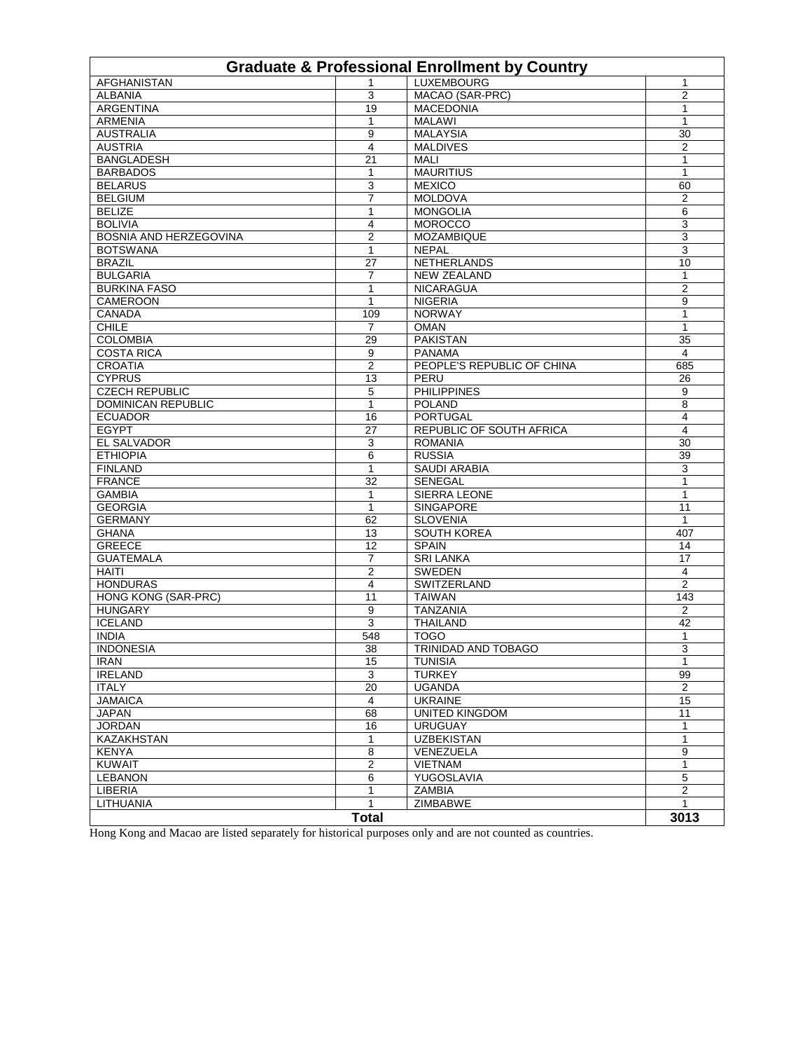| Graduate & Professional Enrollment by Country | | | |
|---|---|---|---|
| AFGHANISTAN | 1 | LUXEMBOURG | 1 |
| ALBANIA | 3 | MACAO (SAR-PRC) | 2 |
| ARGENTINA | 19 | MACEDONIA | 1 |
| ARMENIA | 1 | MALAWI | 1 |
| AUSTRALIA | 9 | MALAYSIA | 30 |
| AUSTRIA | 4 | MALDIVES | 2 |
| BANGLADESH | 21 | MALI | 1 |
| BARBADOS | 1 | MAURITIUS | 1 |
| BELARUS | 3 | MEXICO | 60 |
| BELGIUM | 7 | MOLDOVA | 2 |
| BELIZE | 1 | MONGOLIA | 6 |
| BOLIVIA | 4 | MOROCCO | 3 |
| BOSNIA AND HERZEGOVINA | 2 | MOZAMBIQUE | 3 |
| BOTSWANA | 1 | NEPAL | 3 |
| BRAZIL | 27 | NETHERLANDS | 10 |
| BULGARIA | 7 | NEW ZEALAND | 1 |
| BURKINA FASO | 1 | NICARAGUA | 2 |
| CAMEROON | 1 | NIGERIA | 9 |
| CANADA | 109 | NORWAY | 1 |
| CHILE | 7 | OMAN | 1 |
| COLOMBIA | 29 | PAKISTAN | 35 |
| COSTA RICA | 9 | PANAMA | 4 |
| CROATIA | 2 | PEOPLE'S REPUBLIC OF CHINA | 685 |
| CYPRUS | 13 | PERU | 26 |
| CZECH REPUBLIC | 5 | PHILIPPINES | 9 |
| DOMINICAN REPUBLIC | 1 | POLAND | 8 |
| ECUADOR | 16 | PORTUGAL | 4 |
| EGYPT | 27 | REPUBLIC OF SOUTH AFRICA | 4 |
| EL SALVADOR | 3 | ROMANIA | 30 |
| ETHIOPIA | 6 | RUSSIA | 39 |
| FINLAND | 1 | SAUDI ARABIA | 3 |
| FRANCE | 32 | SENEGAL | 1 |
| GAMBIA | 1 | SIERRA LEONE | 1 |
| GEORGIA | 1 | SINGAPORE | 11 |
| GERMANY | 62 | SLOVENIA | 1 |
| GHANA | 13 | SOUTH KOREA | 407 |
| GREECE | 12 | SPAIN | 14 |
| GUATEMALA | 7 | SRI LANKA | 17 |
| HAITI | 2 | SWEDEN | 4 |
| HONDURAS | 4 | SWITZERLAND | 2 |
| HONG KONG (SAR-PRC) | 11 | TAIWAN | 143 |
| HUNGARY | 9 | TANZANIA | 2 |
| ICELAND | 3 | THAILAND | 42 |
| INDIA | 548 | TOGO | 1 |
| INDONESIA | 38 | TRINIDAD AND TOBAGO | 3 |
| IRAN | 15 | TUNISIA | 1 |
| IRELAND | 3 | TURKEY | 99 |
| ITALY | 20 | UGANDA | 2 |
| JAMAICA | 4 | UKRAINE | 15 |
| JAPAN | 68 | UNITED KINGDOM | 11 |
| JORDAN | 16 | URUGUAY | 1 |
| KAZAKHSTAN | 1 | UZBEKISTAN | 1 |
| KENYA | 8 | VENEZUELA | 9 |
| KUWAIT | 2 | VIETNAM | 1 |
| LEBANON | 6 | YUGOSLAVIA | 5 |
| LIBERIA | 1 | ZAMBIA | 2 |
| LITHUANIA | 1 | ZIMBABWE | 1 |
| **Total** | | | **3013** |

Hong Kong and Macao are listed separately for historical purposes only and are not counted as countries.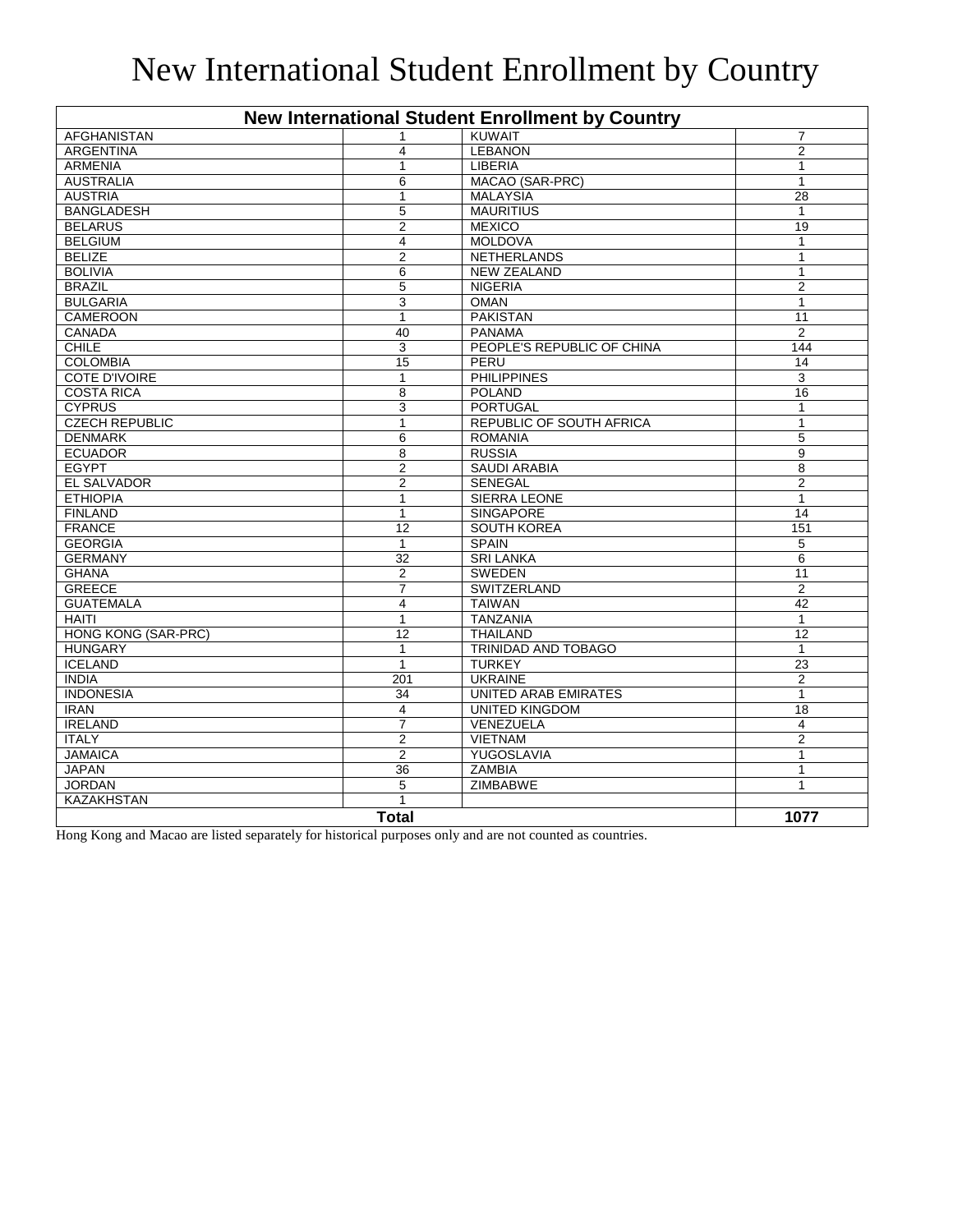# New International Student Enrollment by Country

| New International Student Enrollment by Country | | | |
|---|---|---|---|
| AFGHANISTAN | 1 | KUWAIT | 7 |
| ARGENTINA | 4 | LEBANON | 2 |
| ARMENIA | 1 | LIBERIA | 1 |
| AUSTRALIA | 6 | MACAO (SAR-PRC) | 1 |
| AUSTRIA | 1 | MALAYSIA | 28 |
| BANGLADESH | 5 | MAURITIUS | 1 |
| BELARUS | 2 | MEXICO | 19 |
| BELGIUM | 4 | MOLDOVA | 1 |
| BELIZE | 2 | NETHERLANDS | 1 |
| BOLIVIA | 6 | NEW ZEALAND | 1 |
| BRAZIL | 5 | NIGERIA | 2 |
| BULGARIA | 3 | OMAN | 1 |
| CAMEROON | 1 | PAKISTAN | 11 |
| CANADA | 40 | PANAMA | 2 |
| CHILE | 3 | PEOPLE'S REPUBLIC OF CHINA | 144 |
| COLOMBIA | 15 | PERU | 14 |
| COTE D'IVOIRE | 1 | PHILIPPINES | 3 |
| COSTA RICA | 8 | POLAND | 16 |
| CYPRUS | 3 | PORTUGAL | 1 |
| CZECH REPUBLIC | 1 | REPUBLIC OF SOUTH AFRICA | 1 |
| DENMARK | 6 | ROMANIA | 5 |
| ECUADOR | 8 | RUSSIA | 9 |
| EGYPT | 2 | SAUDI ARABIA | 8 |
| EL SALVADOR | 2 | SENEGAL | 2 |
| ETHIOPIA | 1 | SIERRA LEONE | 1 |
| FINLAND | 1 | SINGAPORE | 14 |
| FRANCE | 12 | SOUTH KOREA | 151 |
| GEORGIA | 1 | SPAIN | 5 |
| GERMANY | 32 | SRI LANKA | 6 |
| GHANA | 2 | SWEDEN | 11 |
| GREECE | 7 | SWITZERLAND | 2 |
| GUATEMALA | 4 | TAIWAN | 42 |
| HAITI | 1 | TANZANIA | 1 |
| HONG KONG (SAR-PRC) | 12 | THAILAND | 12 |
| HUNGARY | 1 | TRINIDAD AND TOBAGO | 1 |
| ICELAND | 1 | TURKEY | 23 |
| INDIA | 201 | UKRAINE | 2 |
| INDONESIA | 34 | UNITED ARAB EMIRATES | 1 |
| IRAN | 4 | UNITED KINGDOM | 18 |
| IRELAND | 7 | VENEZUELA | 4 |
| ITALY | 2 | VIETNAM | 2 |
| JAMAICA | 2 | YUGOSLAVIA | 1 |
| JAPAN | 36 | ZAMBIA | 1 |
| JORDAN | 5 | ZIMBABWE | 1 |
| KAZAKHSTAN | 1 | | |
| **Total** | | | **1077** |

Hong Kong and Macao are listed separately for historical purposes only and are not counted as countries.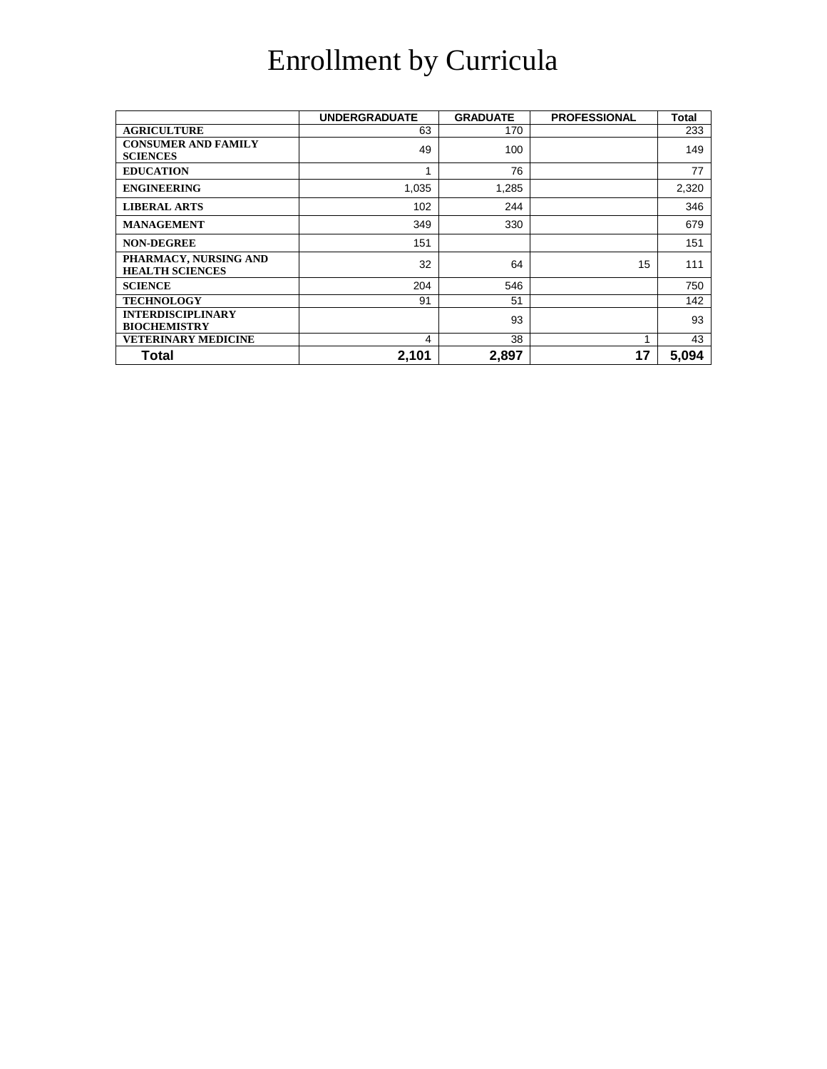# Enrollment by Curricula

| | UNDERGRADUATE | GRADUATE | PROFESSIONAL | Total |
|---|---|---|---|---|
| **AGRICULTURE** | 63 | 170 | | 233 |
| **CONSUMER AND FAMILY SCIENCES** | 49 | 100 | | 149 |
| **EDUCATION** | 1 | 76 | | 77 |
| **ENGINEERING** | 1,035 | 1,285 | | 2,320 |
| **LIBERAL ARTS** | 102 | 244 | | 346 |
| **MANAGEMENT** | 349 | 330 | | 679 |
| **NON-DEGREE** | 151 | | | 151 |
| **PHARMACY, NURSING AND HEALTH SCIENCES** | 32 | 64 | 15 | 111 |
| **SCIENCE** | 204 | 546 | | 750 |
| **TECHNOLOGY** | 91 | 51 | | 142 |
| **INTERDISCIPLINARY BIOCHEMISTRY** | | 93 | | 93 |
| **VETERINARY MEDICINE** | 4 | 38 | 1 | 43 |
| **Total** | **2,101** | **2,897** | **17** | **5,094** |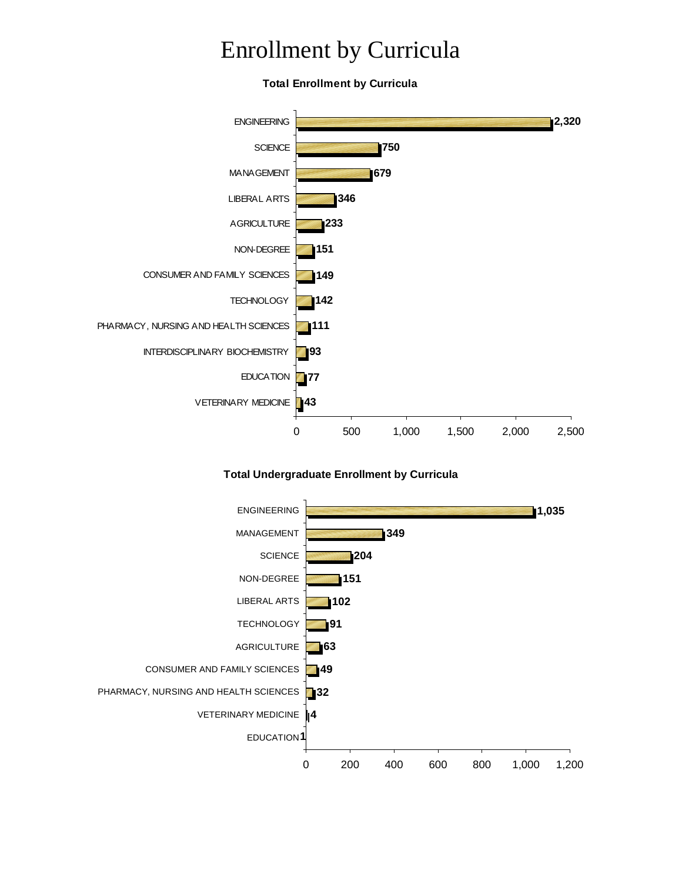# Enrollment by Curricula

**Total Enrollment by Curricula**

| Curricula | Enrollment |
|---|---|
| ENGINEERING | 2,320 |
| SCIENCE | 750 |
| MANAGEMENT | 679 |
| LIBERAL ARTS | 346 |
| AGRICULTURE | 233 |
| NON-DEGREE | 151 |
| CONSUMER AND FAMILY SCIENCES | 149 |
| TECHNOLOGY | 142 |
| PHARMACY, NURSING AND HEALTH SCIENCES | 111 |
| INTERDISCIPLINARY BIOCHEMISTRY | 93 |
| EDUCATION | 77 |
| VETERINARY MEDICINE | 43 |

**Total Undergraduate Enrollment by Curricula**

| Curricula | Enrollment |
|---|---|
| ENGINEERING | 1,035 |
| MANAGEMENT | 349 |
| SCIENCE | 204 |
| NON-DEGREE | 151 |
| LIBERAL ARTS | 102 |
| TECHNOLOGY | 91 |
| AGRICULTURE | 63 |
| CONSUMER AND FAMILY SCIENCES | 49 |
| PHARMACY, NURSING AND HEALTH SCIENCES | 32 |
| VETERINARY MEDICINE | 4 |
| EDUCATION | 1 |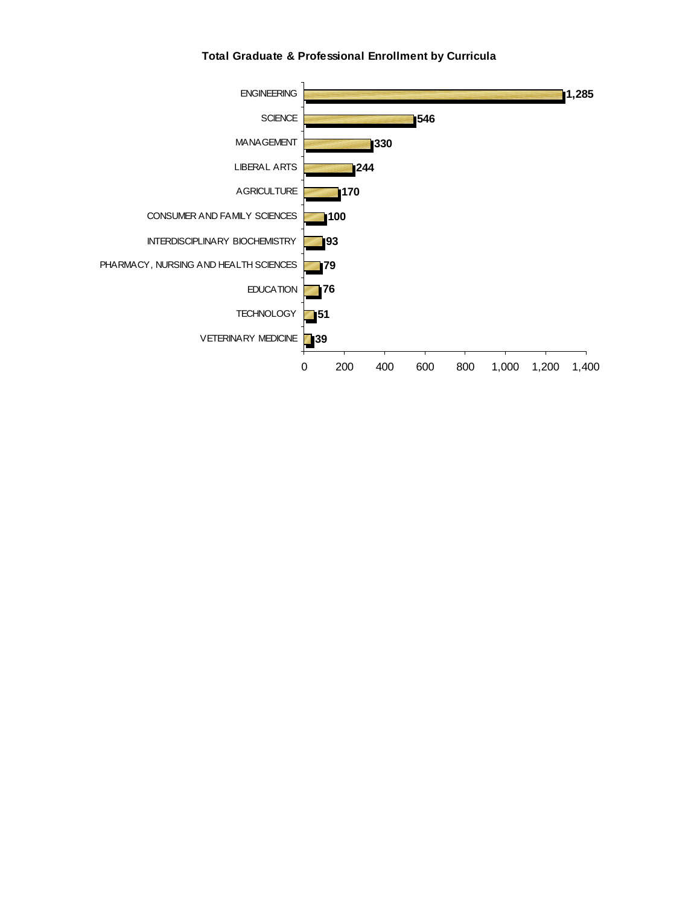**Total Graduate & Professional Enrollment by Curricula**

| Curricula | Enrollment |
|---|---|
| ENGINEERING | 1,285 |
| SCIENCE | 546 |
| MANAGEMENT | 330 |
| LIBERAL ARTS | 244 |
| AGRICULTURE | 170 |
| CONSUMER AND FAMILY SCIENCES | 100 |
| INTERDISCIPLINARY BIOCHEMISTRY | 93 |
| PHARMACY, NURSING AND HEALTH SCIENCES | 79 |
| EDUCATION | 76 |
| TECHNOLOGY | 51 |
| VETERINARY MEDICINE | 39 |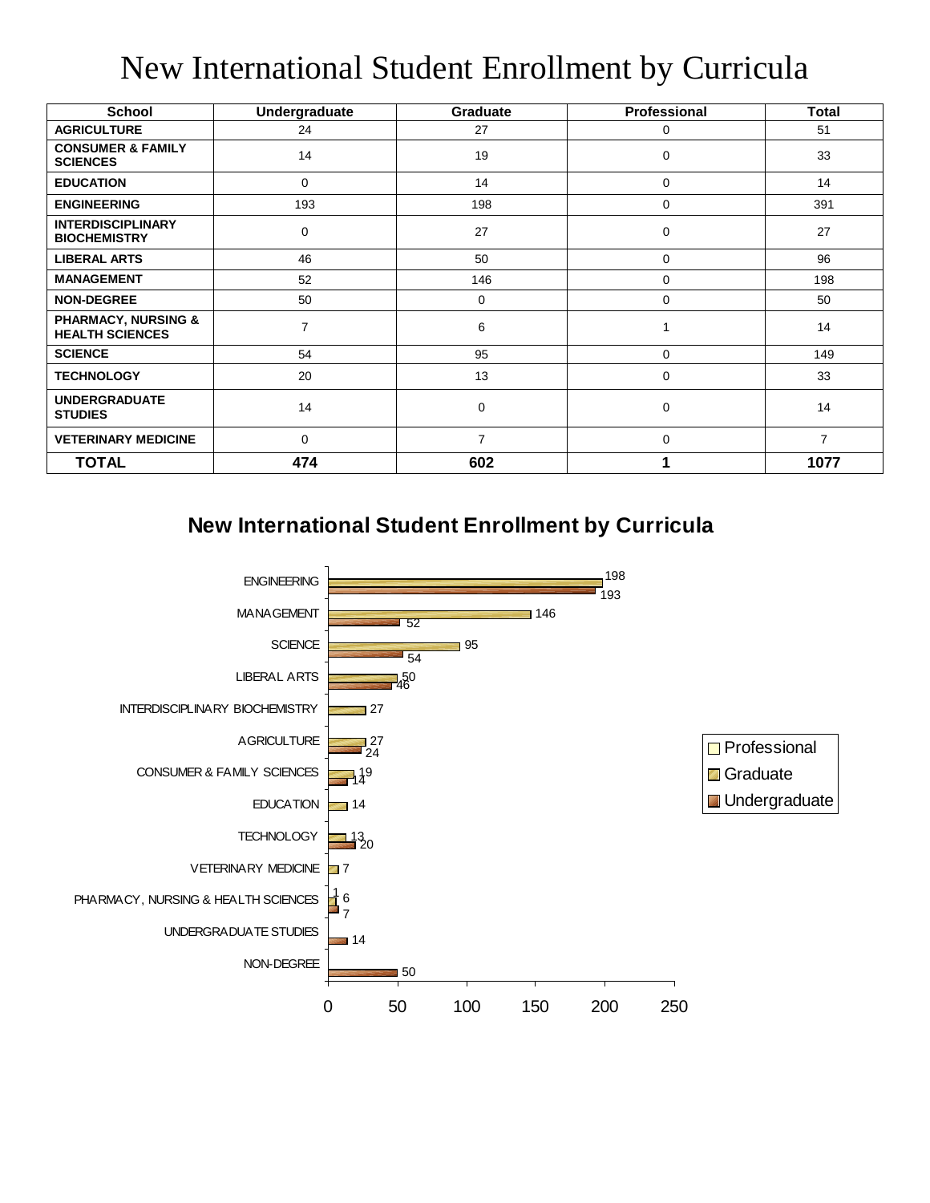# New International Student Enrollment by Curricula

| School | Undergraduate | Graduate | Professional | Total |
|---|---|---|---|---|
| **AGRICULTURE** | 24 | 27 | 0 | 51 |
| **CONSUMER & FAMILY SCIENCES** | 14 | 19 | 0 | 33 |
| **EDUCATION** | 0 | 14 | 0 | 14 |
| **ENGINEERING** | 193 | 198 | 0 | 391 |
| **INTERDISCIPLINARY BIOCHEMISTRY** | 0 | 27 | 0 | 27 |
| **LIBERAL ARTS** | 46 | 50 | 0 | 96 |
| **MANAGEMENT** | 52 | 146 | 0 | 198 |
| **NON-DEGREE** | 50 | 0 | 0 | 50 |
| **PHARMACY, NURSING & HEALTH SCIENCES** | 7 | 6 | 1 | 14 |
| **SCIENCE** | 54 | 95 | 0 | 149 |
| **TECHNOLOGY** | 20 | 13 | 0 | 33 |
| **UNDERGRADUATE STUDIES** | 14 | 0 | 0 | 14 |
| **VETERINARY MEDICINE** | 0 | 7 | 0 | 7 |
| **TOTAL** | **474** | **602** | **1** | **1077** |

## New International Student Enrollment by Curricula

| School | Professional | Graduate | Undergraduate |
|---|---|---|---|
| ENGINEERING | | 198 | 193 |
| MANAGEMENT | | 146 | 52 |
| SCIENCE | | 95 | 54 |
| LIBERAL ARTS | | 50 | 46 |
| INTERDISCIPLINARY BIOCHEMISTRY | | 27 | |
| AGRICULTURE | | 27 | 24 |
| CONSUMER & FAMILY SCIENCES | | 19 | 14 |
| EDUCATION | | 14 | |
| TECHNOLOGY | | 13 | 20 |
| VETERINARY MEDICINE | | 7 | |
| PHARMACY, NURSING & HEALTH SCIENCES | 1 | 6 | 7 |
| UNDERGRADUATE STUDIES | | | 14 |
| NON-DEGREE | | | 50 |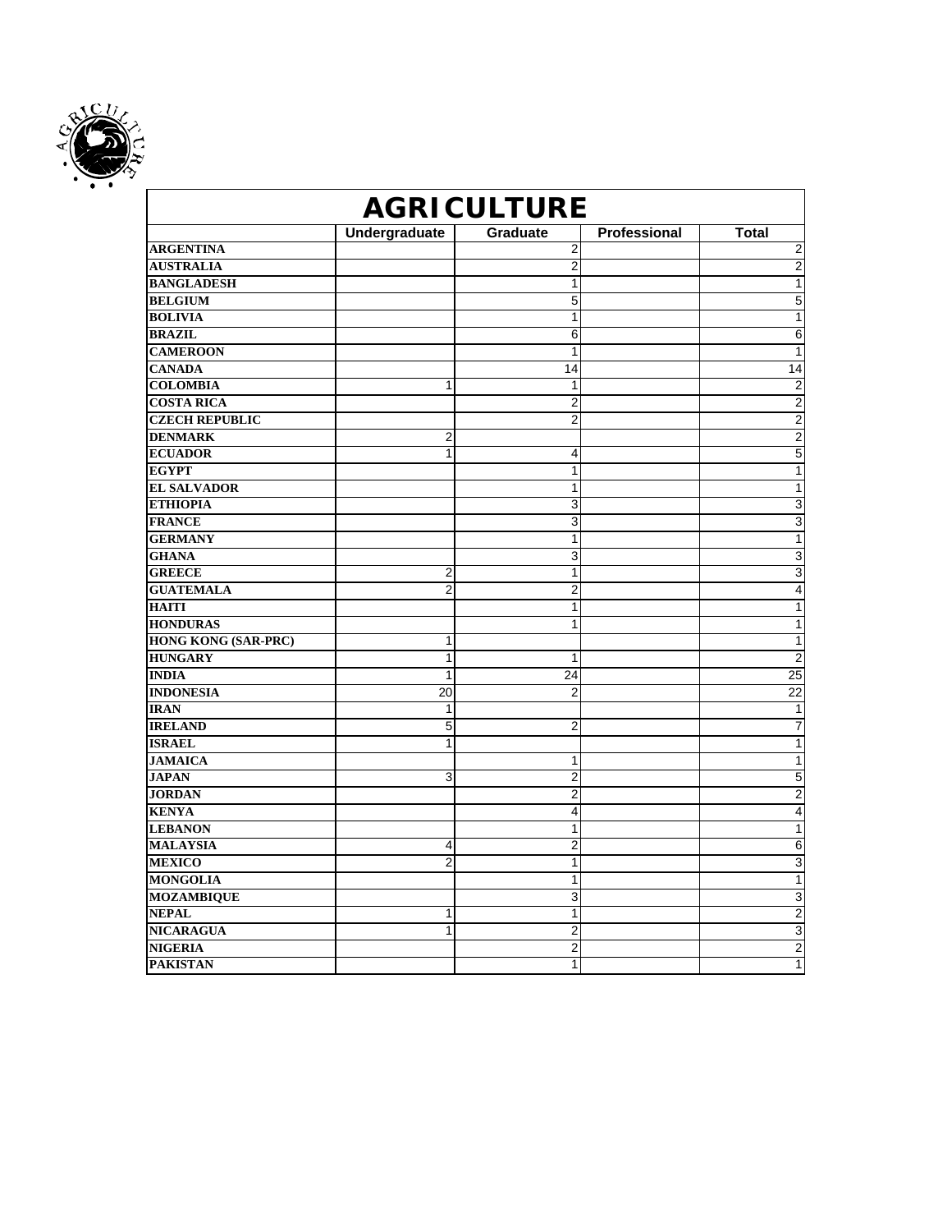| AGRICULTURE | | | | |
|---|---|---|---|---|
| | Undergraduate | Graduate | Professional | Total |
| ARGENTINA | | 2 | | 2 |
| AUSTRALIA | | 2 | | 2 |
| BANGLADESH | | 1 | | 1 |
| BELGIUM | | 5 | | 5 |
| BOLIVIA | | 1 | | 1 |
| BRAZIL | | 6 | | 6 |
| CAMEROON | | 1 | | 1 |
| CANADA | | 14 | | 14 |
| COLOMBIA | 1 | 1 | | 2 |
| COSTA RICA | | 2 | | 2 |
| CZECH REPUBLIC | | 2 | | 2 |
| DENMARK | 2 | | | 2 |
| ECUADOR | 1 | 4 | | 5 |
| EGYPT | | 1 | | 1 |
| EL SALVADOR | | 1 | | 1 |
| ETHIOPIA | | 3 | | 3 |
| FRANCE | | 3 | | 3 |
| GERMANY | | 1 | | 1 |
| GHANA | | 3 | | 3 |
| GREECE | 2 | 1 | | 3 |
| GUATEMALA | 2 | 2 | | 4 |
| HAITI | | 1 | | 1 |
| HONDURAS | | 1 | | 1 |
| HONG KONG (SAR-PRC) | 1 | | | 1 |
| HUNGARY | 1 | 1 | | 2 |
| INDIA | 1 | 24 | | 25 |
| INDONESIA | 20 | 2 | | 22 |
| IRAN | 1 | | | 1 |
| IRELAND | 5 | 2 | | 7 |
| ISRAEL | 1 | | | 1 |
| JAMAICA | | 1 | | 1 |
| JAPAN | 3 | 2 | | 5 |
| JORDAN | | 2 | | 2 |
| KENYA | | 4 | | 4 |
| LEBANON | | 1 | | 1 |
| MALAYSIA | 4 | 2 | | 6 |
| MEXICO | 2 | 1 | | 3 |
| MONGOLIA | | 1 | | 1 |
| MOZAMBIQUE | | 3 | | 3 |
| NEPAL | 1 | 1 | | 2 |
| NICARAGUA | 1 | 2 | | 3 |
| NIGERIA | | 2 | | 2 |
| PAKISTAN | | 1 | | 1 |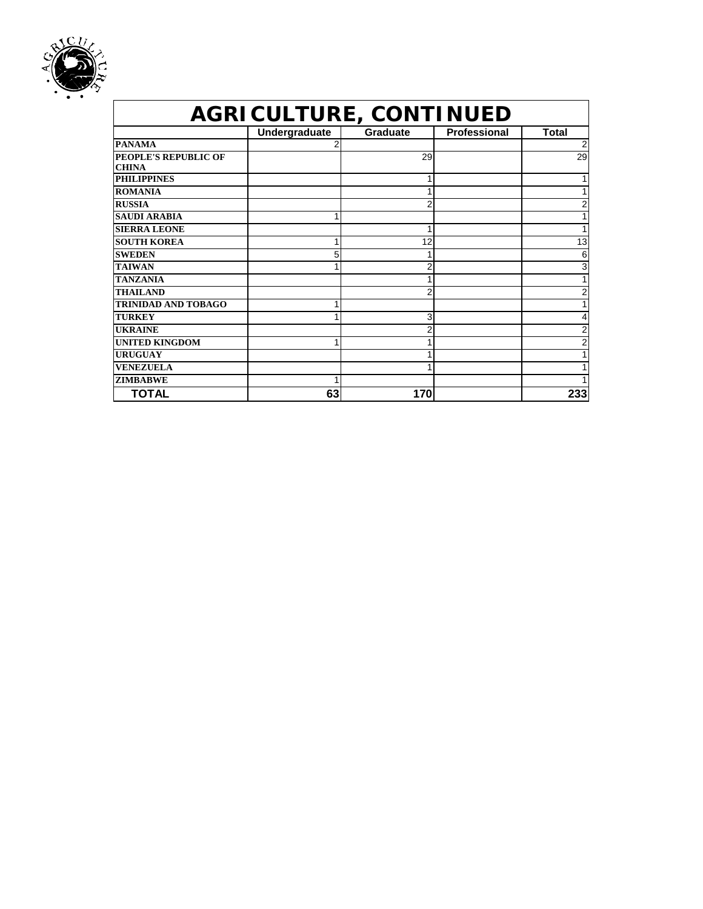# AGRICULTURE, CONTINUED

| | Undergraduate | Graduate | Professional | Total |
|---|---|---|---|---|
| **PANAMA** | 2 | | | 2 |
| **PEOPLE'S REPUBLIC OF CHINA** | | 29 | | 29 |
| **PHILIPPINES** | | 1 | | 1 |
| **ROMANIA** | | 1 | | 1 |
| **RUSSIA** | | 2 | | 2 |
| **SAUDI ARABIA** | 1 | | | 1 |
| **SIERRA LEONE** | | 1 | | 1 |
| **SOUTH KOREA** | 1 | 12 | | 13 |
| **SWEDEN** | 5 | 1 | | 6 |
| **TAIWAN** | 1 | 2 | | 3 |
| **TANZANIA** | | 1 | | 1 |
| **THAILAND** | | 2 | | 2 |
| **TRINIDAD AND TOBAGO** | 1 | | | 1 |
| **TURKEY** | 1 | 3 | | 4 |
| **UKRAINE** | | 2 | | 2 |
| **UNITED KINGDOM** | 1 | 1 | | 2 |
| **URUGUAY** | | 1 | | 1 |
| **VENEZUELA** | | 1 | | 1 |
| **ZIMBABWE** | 1 | | | 1 |
| **TOTAL** | **63** | **170** | | **233** |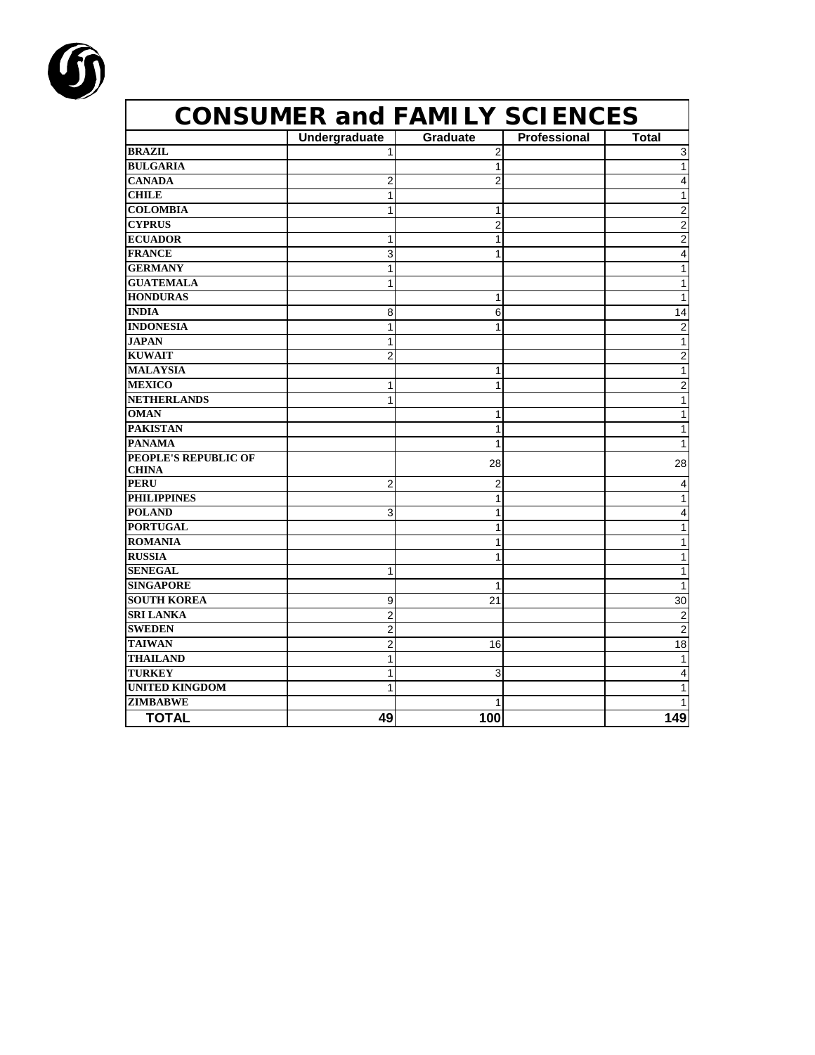# CONSUMER and FAMILY SCIENCES

| | Undergraduate | Graduate | Professional | Total |
|---|---|---|---|---|
| BRAZIL | 1 | 2 | | 3 |
| BULGARIA | | 1 | | 1 |
| CANADA | 2 | 2 | | 4 |
| CHILE | 1 | | | 1 |
| COLOMBIA | 1 | 1 | | 2 |
| CYPRUS | | 2 | | 2 |
| ECUADOR | 1 | 1 | | 2 |
| FRANCE | 3 | 1 | | 4 |
| GERMANY | 1 | | | 1 |
| GUATEMALA | 1 | | | 1 |
| HONDURAS | | 1 | | 1 |
| INDIA | 8 | 6 | | 14 |
| INDONESIA | 1 | 1 | | 2 |
| JAPAN | 1 | | | 1 |
| KUWAIT | 2 | | | 2 |
| MALAYSIA | | 1 | | 1 |
| MEXICO | 1 | 1 | | 2 |
| NETHERLANDS | 1 | | | 1 |
| OMAN | | 1 | | 1 |
| PAKISTAN | | 1 | | 1 |
| PANAMA | | 1 | | 1 |
| PEOPLE'S REPUBLIC OF CHINA | | 28 | | 28 |
| PERU | 2 | 2 | | 4 |
| PHILIPPINES | | 1 | | 1 |
| POLAND | 3 | 1 | | 4 |
| PORTUGAL | | 1 | | 1 |
| ROMANIA | | 1 | | 1 |
| RUSSIA | | 1 | | 1 |
| SENEGAL | 1 | | | 1 |
| SINGAPORE | | 1 | | 1 |
| SOUTH KOREA | 9 | 21 | | 30 |
| SRI LANKA | 2 | | | 2 |
| SWEDEN | 2 | | | 2 |
| TAIWAN | 2 | 16 | | 18 |
| THAILAND | 1 | | | 1 |
| TURKEY | 1 | 3 | | 4 |
| UNITED KINGDOM | 1 | | | 1 |
| ZIMBABWE | | 1 | | 1 |
| **TOTAL** | **49** | **100** | | **149** |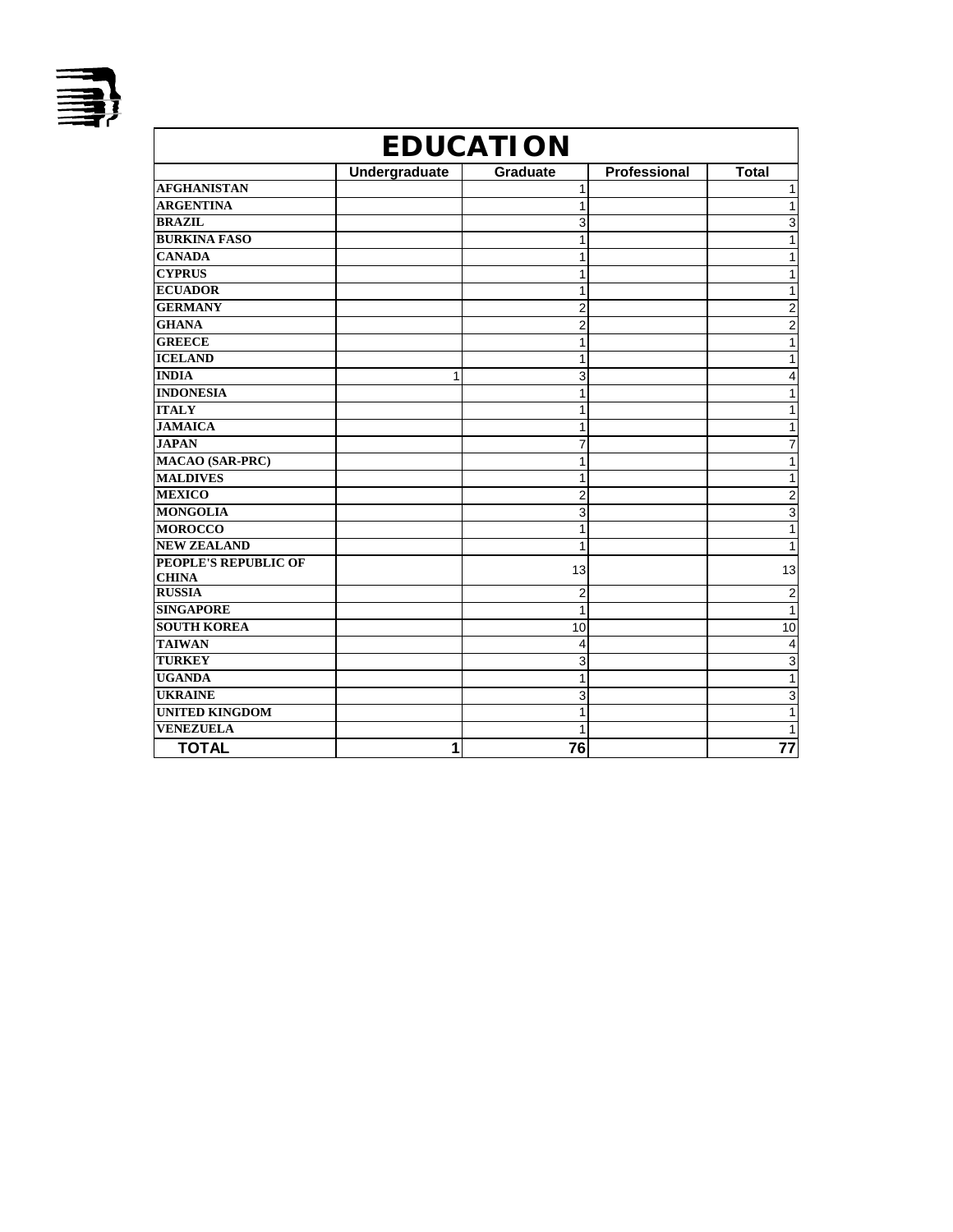| EDUCATION | | | | |
|---|---|---|---|---|
| | Undergraduate | Graduate | Professional | Total |
| **AFGHANISTAN** | | 1 | | 1 |
| **ARGENTINA** | | 1 | | 1 |
| **BRAZIL** | | 3 | | 3 |
| **BURKINA FASO** | | 1 | | 1 |
| **CANADA** | | 1 | | 1 |
| **CYPRUS** | | 1 | | 1 |
| **ECUADOR** | | 1 | | 1 |
| **GERMANY** | | 2 | | 2 |
| **GHANA** | | 2 | | 2 |
| **GREECE** | | 1 | | 1 |
| **ICELAND** | | 1 | | 1 |
| **INDIA** | 1 | 3 | | 4 |
| **INDONESIA** | | 1 | | 1 |
| **ITALY** | | 1 | | 1 |
| **JAMAICA** | | 1 | | 1 |
| **JAPAN** | | 7 | | 7 |
| **MACAO (SAR-PRC)** | | 1 | | 1 |
| **MALDIVES** | | 1 | | 1 |
| **MEXICO** | | 2 | | 2 |
| **MONGOLIA** | | 3 | | 3 |
| **MOROCCO** | | 1 | | 1 |
| **NEW ZEALAND** | | 1 | | 1 |
| **PEOPLE'S REPUBLIC OF CHINA** | | 13 | | 13 |
| **RUSSIA** | | 2 | | 2 |
| **SINGAPORE** | | 1 | | 1 |
| **SOUTH KOREA** | | 10 | | 10 |
| **TAIWAN** | | 4 | | 4 |
| **TURKEY** | | 3 | | 3 |
| **UGANDA** | | 1 | | 1 |
| **UKRAINE** | | 3 | | 3 |
| **UNITED KINGDOM** | | 1 | | 1 |
| **VENEZUELA** | | 1 | | 1 |
| **TOTAL** | **1** | **76** | | **77** |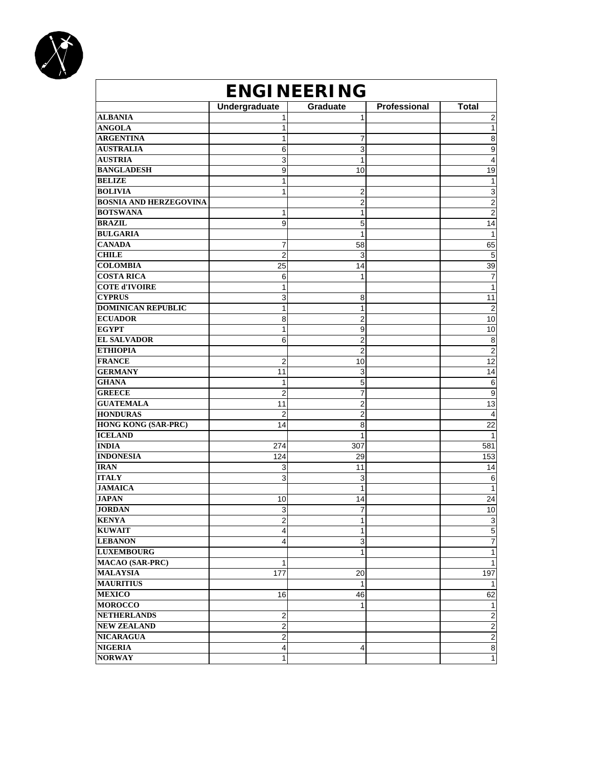# ENGINEERING

| | Undergraduate | Graduate | Professional | Total |
|---|---|---|---|---|
| **ALBANIA** | 1 | 1 | | 2 |
| **ANGOLA** | 1 | | | 1 |
| **ARGENTINA** | 1 | 7 | | 8 |
| **AUSTRALIA** | 6 | 3 | | 9 |
| **AUSTRIA** | 3 | 1 | | 4 |
| **BANGLADESH** | 9 | 10 | | 19 |
| **BELIZE** | 1 | | | 1 |
| **BOLIVIA** | 1 | 2 | | 3 |
| **BOSNIA AND HERZEGOVINA** | | 2 | | 2 |
| **BOTSWANA** | 1 | 1 | | 2 |
| **BRAZIL** | 9 | 5 | | 14 |
| **BULGARIA** | | 1 | | 1 |
| **CANADA** | 7 | 58 | | 65 |
| **CHILE** | 2 | 3 | | 5 |
| **COLOMBIA** | 25 | 14 | | 39 |
| **COSTA RICA** | 6 | 1 | | 7 |
| **COTE d'IVOIRE** | 1 | | | 1 |
| **CYPRUS** | 3 | 8 | | 11 |
| **DOMINICAN REPUBLIC** | 1 | 1 | | 2 |
| **ECUADOR** | 8 | 2 | | 10 |
| **EGYPT** | 1 | 9 | | 10 |
| **EL SALVADOR** | 6 | 2 | | 8 |
| **ETHIOPIA** | | 2 | | 2 |
| **FRANCE** | 2 | 10 | | 12 |
| **GERMANY** | 11 | 3 | | 14 |
| **GHANA** | 1 | 5 | | 6 |
| **GREECE** | 2 | 7 | | 9 |
| **GUATEMALA** | 11 | 2 | | 13 |
| **HONDURAS** | 2 | 2 | | 4 |
| **HONG KONG (SAR-PRC)** | 14 | 8 | | 22 |
| **ICELAND** | | 1 | | 1 |
| **INDIA** | 274 | 307 | | 581 |
| **INDONESIA** | 124 | 29 | | 153 |
| **IRAN** | 3 | 11 | | 14 |
| **ITALY** | 3 | 3 | | 6 |
| **JAMAICA** | | 1 | | 1 |
| **JAPAN** | 10 | 14 | | 24 |
| **JORDAN** | 3 | 7 | | 10 |
| **KENYA** | 2 | 1 | | 3 |
| **KUWAIT** | 4 | 1 | | 5 |
| **LEBANON** | 4 | 3 | | 7 |
| **LUXEMBOURG** | | 1 | | 1 |
| **MACAO (SAR-PRC)** | 1 | | | 1 |
| **MALAYSIA** | 177 | 20 | | 197 |
| **MAURITIUS** | | 1 | | 1 |
| **MEXICO** | 16 | 46 | | 62 |
| **MOROCCO** | | 1 | | 1 |
| **NETHERLANDS** | 2 | | | 2 |
| **NEW ZEALAND** | 2 | | | 2 |
| **NICARAGUA** | 2 | | | 2 |
| **NIGERIA** | 4 | 4 | | 8 |
| **NORWAY** | 1 | | | 1 |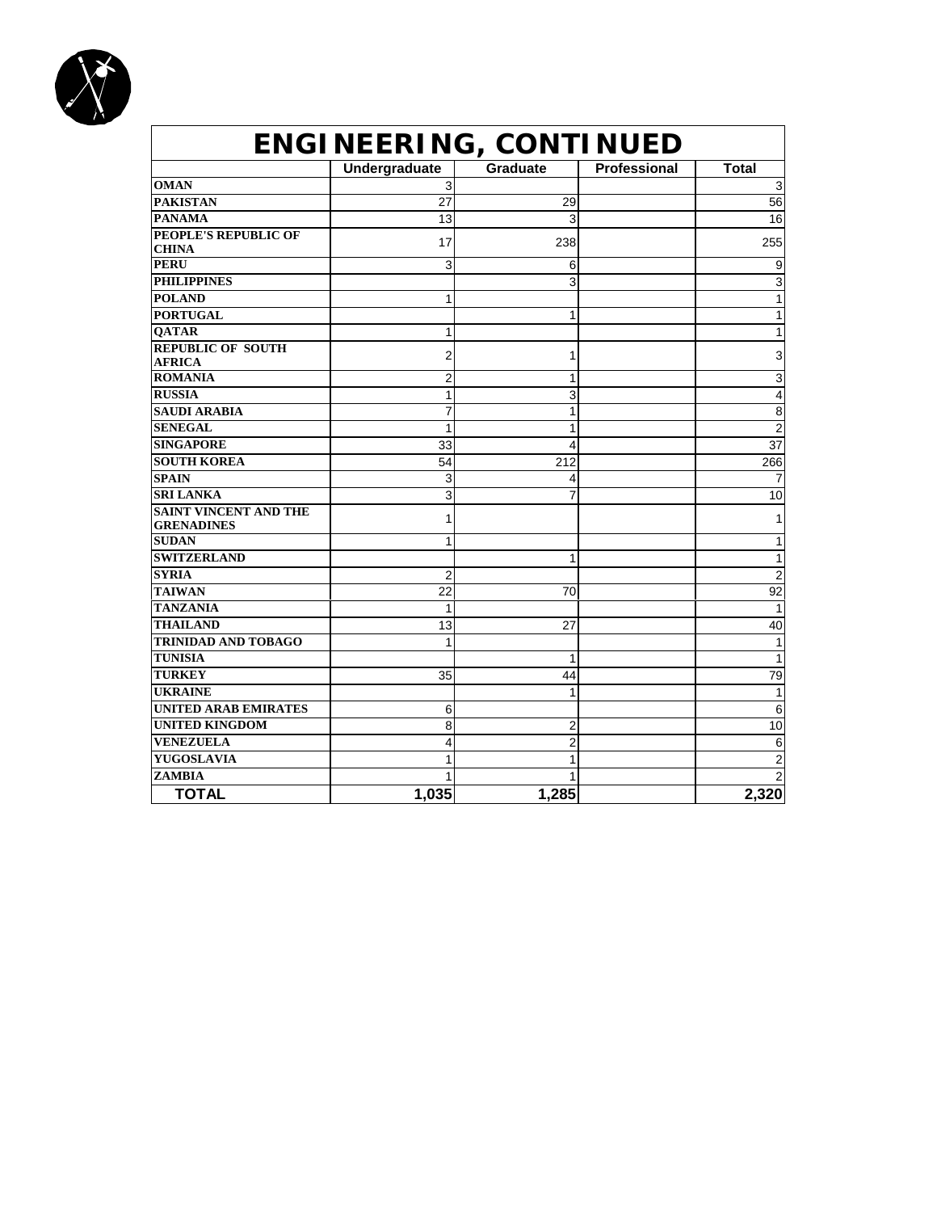| ENGINEERING, CONTINUED | | | | |
|---|---|---|---|---|
| | Undergraduate | Graduate | Professional | Total |
| OMAN | 3 | | | 3 |
| PAKISTAN | 27 | 29 | | 56 |
| PANAMA | 13 | 3 | | 16 |
| PEOPLE'S REPUBLIC OF CHINA | 17 | 238 | | 255 |
| PERU | 3 | 6 | | 9 |
| PHILIPPINES | | 3 | | 3 |
| POLAND | 1 | | | 1 |
| PORTUGAL | | 1 | | 1 |
| QATAR | 1 | | | 1 |
| REPUBLIC OF SOUTH AFRICA | 2 | 1 | | 3 |
| ROMANIA | 2 | 1 | | 3 |
| RUSSIA | 1 | 3 | | 4 |
| SAUDI ARABIA | 7 | 1 | | 8 |
| SENEGAL | 1 | 1 | | 2 |
| SINGAPORE | 33 | 4 | | 37 |
| SOUTH KOREA | 54 | 212 | | 266 |
| SPAIN | 3 | 4 | | 7 |
| SRI LANKA | 3 | 7 | | 10 |
| SAINT VINCENT AND THE GRENADINES | 1 | | | 1 |
| SUDAN | 1 | | | 1 |
| SWITZERLAND | | 1 | | 1 |
| SYRIA | 2 | | | 2 |
| TAIWAN | 22 | 70 | | 92 |
| TANZANIA | 1 | | | 1 |
| THAILAND | 13 | 27 | | 40 |
| TRINIDAD AND TOBAGO | 1 | | | 1 |
| TUNISIA | | 1 | | 1 |
| TURKEY | 35 | 44 | | 79 |
| UKRAINE | | 1 | | 1 |
| UNITED ARAB EMIRATES | 6 | | | 6 |
| UNITED KINGDOM | 8 | 2 | | 10 |
| VENEZUELA | 4 | 2 | | 6 |
| YUGOSLAVIA | 1 | 1 | | 2 |
| ZAMBIA | 1 | 1 | | 2 |
| **TOTAL** | **1,035** | **1,285** | | **2,320** |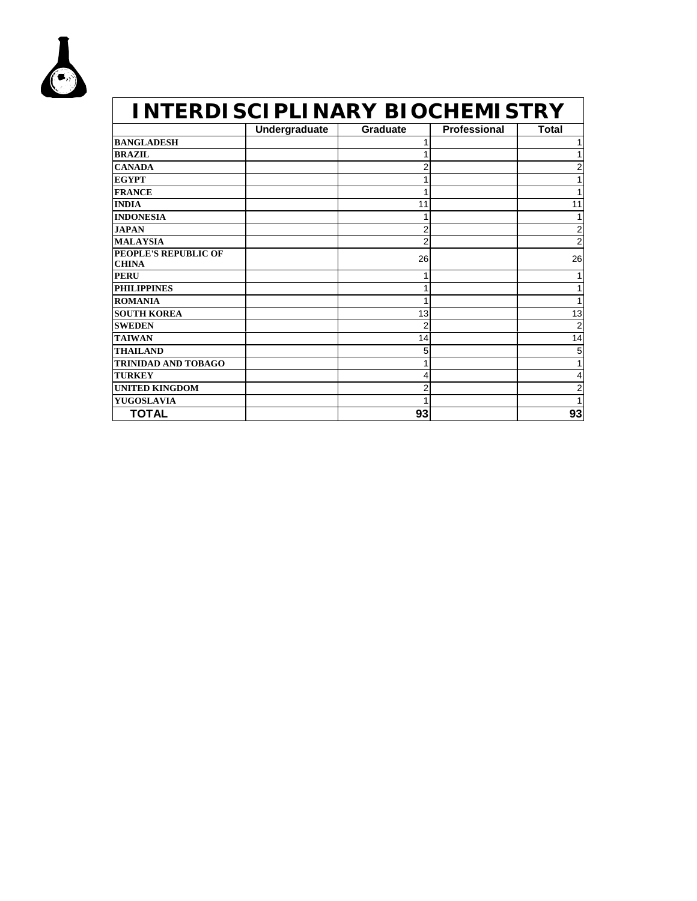# INTERDISCIPLINARY BIOCHEMISTRY

| | Undergraduate | Graduate | Professional | Total |
|---|---|---|---|---|
| BANGLADESH | | 1 | | 1 |
| BRAZIL | | 1 | | 1 |
| CANADA | | 2 | | 2 |
| EGYPT | | 1 | | 1 |
| FRANCE | | 1 | | 1 |
| INDIA | | 11 | | 11 |
| INDONESIA | | 1 | | 1 |
| JAPAN | | 2 | | 2 |
| MALAYSIA | | 2 | | 2 |
| PEOPLE'S REPUBLIC OF CHINA | | 26 | | 26 |
| PERU | | 1 | | 1 |
| PHILIPPINES | | 1 | | 1 |
| ROMANIA | | 1 | | 1 |
| SOUTH KOREA | | 13 | | 13 |
| SWEDEN | | 2 | | 2 |
| TAIWAN | | 14 | | 14 |
| THAILAND | | 5 | | 5 |
| TRINIDAD AND TOBAGO | | 1 | | 1 |
| TURKEY | | 4 | | 4 |
| UNITED KINGDOM | | 2 | | 2 |
| YUGOSLAVIA | | 1 | | 1 |
| **TOTAL** | | **93** | | **93** |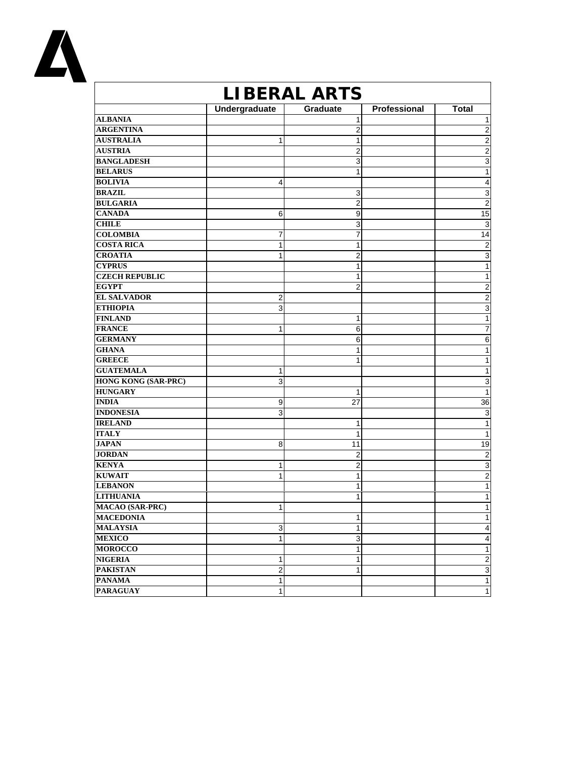# LIBERAL ARTS

| | Undergraduate | Graduate | Professional | Total |
|---|---|---|---|---|
| **ALBANIA** | | 1 | | 1 |
| **ARGENTINA** | | 2 | | 2 |
| **AUSTRALIA** | 1 | 1 | | 2 |
| **AUSTRIA** | | 2 | | 2 |
| **BANGLADESH** | | 3 | | 3 |
| **BELARUS** | | 1 | | 1 |
| **BOLIVIA** | 4 | | | 4 |
| **BRAZIL** | | 3 | | 3 |
| **BULGARIA** | | 2 | | 2 |
| **CANADA** | 6 | 9 | | 15 |
| **CHILE** | | 3 | | 3 |
| **COLOMBIA** | 7 | 7 | | 14 |
| **COSTA RICA** | 1 | 1 | | 2 |
| **CROATIA** | 1 | 2 | | 3 |
| **CYPRUS** | | 1 | | 1 |
| **CZECH REPUBLIC** | | 1 | | 1 |
| **EGYPT** | | 2 | | 2 |
| **EL SALVADOR** | 2 | | | 2 |
| **ETHIOPIA** | 3 | | | 3 |
| **FINLAND** | | 1 | | 1 |
| **FRANCE** | 1 | 6 | | 7 |
| **GERMANY** | | 6 | | 6 |
| **GHANA** | | 1 | | 1 |
| **GREECE** | | 1 | | 1 |
| **GUATEMALA** | 1 | | | 1 |
| **HONG KONG (SAR-PRC)** | 3 | | | 3 |
| **HUNGARY** | | 1 | | 1 |
| **INDIA** | 9 | 27 | | 36 |
| **INDONESIA** | 3 | | | 3 |
| **IRELAND** | | 1 | | 1 |
| **ITALY** | | 1 | | 1 |
| **JAPAN** | 8 | 11 | | 19 |
| **JORDAN** | | 2 | | 2 |
| **KENYA** | 1 | 2 | | 3 |
| **KUWAIT** | 1 | 1 | | 2 |
| **LEBANON** | | 1 | | 1 |
| **LITHUANIA** | | 1 | | 1 |
| **MACAO (SAR-PRC)** | 1 | | | 1 |
| **MACEDONIA** | | 1 | | 1 |
| **MALAYSIA** | 3 | 1 | | 4 |
| **MEXICO** | 1 | 3 | | 4 |
| **MOROCCO** | | 1 | | 1 |
| **NIGERIA** | 1 | 1 | | 2 |
| **PAKISTAN** | 2 | 1 | | 3 |
| **PANAMA** | 1 | | | 1 |
| **PARAGUAY** | 1 | | | 1 |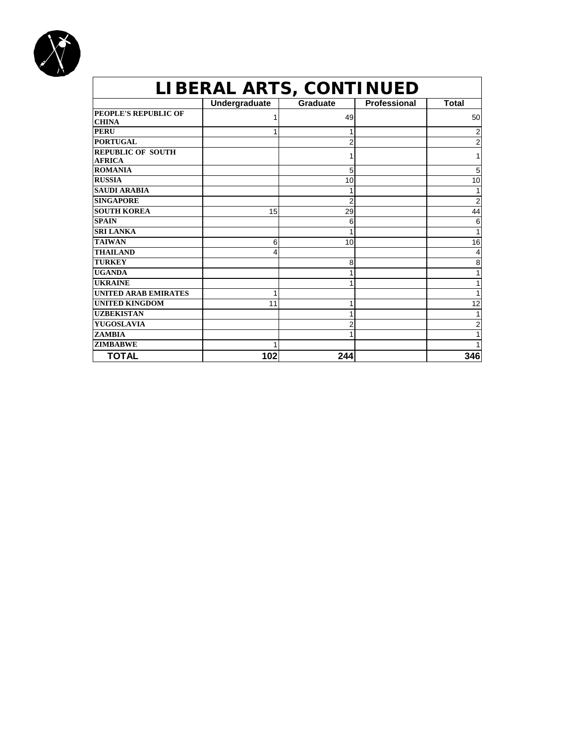# LIBERAL ARTS, CONTINUED

| | Undergraduate | Graduate | Professional | Total |
|---|---|---|---|---|
| **PEOPLE'S REPUBLIC OF CHINA** | 1 | 49 | | 50 |
| **PERU** | 1 | 1 | | 2 |
| **PORTUGAL** | | 2 | | 2 |
| **REPUBLIC OF SOUTH AFRICA** | | 1 | | 1 |
| **ROMANIA** | | 5 | | 5 |
| **RUSSIA** | | 10 | | 10 |
| **SAUDI ARABIA** | | 1 | | 1 |
| **SINGAPORE** | | 2 | | 2 |
| **SOUTH KOREA** | 15 | 29 | | 44 |
| **SPAIN** | | 6 | | 6 |
| **SRI LANKA** | | 1 | | 1 |
| **TAIWAN** | 6 | 10 | | 16 |
| **THAILAND** | 4 | | | 4 |
| **TURKEY** | | 8 | | 8 |
| **UGANDA** | | 1 | | 1 |
| **UKRAINE** | | 1 | | 1 |
| **UNITED ARAB EMIRATES** | 1 | | | 1 |
| **UNITED KINGDOM** | 11 | 1 | | 12 |
| **UZBEKISTAN** | | 1 | | 1 |
| **YUGOSLAVIA** | | 2 | | 2 |
| **ZAMBIA** | | 1 | | 1 |
| **ZIMBABWE** | 1 | | | 1 |
| **TOTAL** | **102** | **244** | | **346** |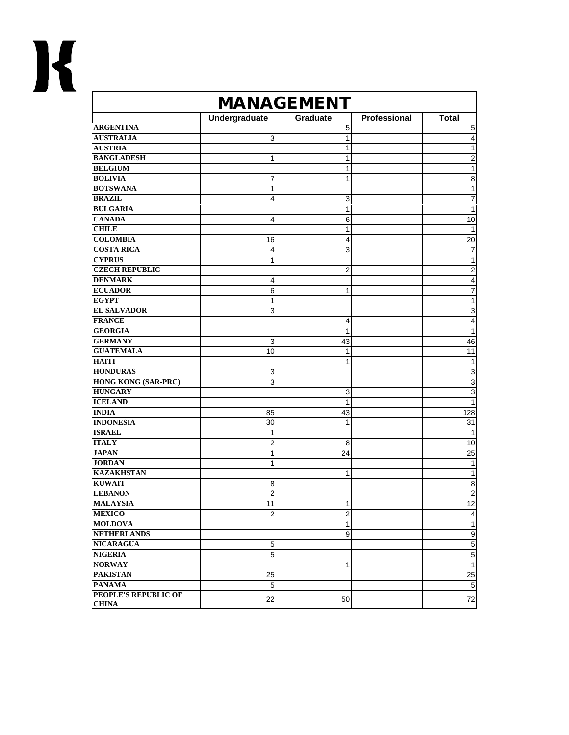## MANAGEMENT

| | Undergraduate | Graduate | Professional | Total |
|---|---|---|---|---|
| **ARGENTINA** | | 5 | | 5 |
| **AUSTRALIA** | 3 | 1 | | 4 |
| **AUSTRIA** | | 1 | | 1 |
| **BANGLADESH** | 1 | 1 | | 2 |
| **BELGIUM** | | 1 | | 1 |
| **BOLIVIA** | 7 | 1 | | 8 |
| **BOTSWANA** | 1 | | | 1 |
| **BRAZIL** | 4 | 3 | | 7 |
| **BULGARIA** | | 1 | | 1 |
| **CANADA** | 4 | 6 | | 10 |
| **CHILE** | | 1 | | 1 |
| **COLOMBIA** | 16 | 4 | | 20 |
| **COSTA RICA** | 4 | 3 | | 7 |
| **CYPRUS** | 1 | | | 1 |
| **CZECH REPUBLIC** | | 2 | | 2 |
| **DENMARK** | 4 | | | 4 |
| **ECUADOR** | 6 | 1 | | 7 |
| **EGYPT** | 1 | | | 1 |
| **EL SALVADOR** | 3 | | | 3 |
| **FRANCE** | | 4 | | 4 |
| **GEORGIA** | | 1 | | 1 |
| **GERMANY** | 3 | 43 | | 46 |
| **GUATEMALA** | 10 | 1 | | 11 |
| **HAITI** | | 1 | | 1 |
| **HONDURAS** | 3 | | | 3 |
| **HONG KONG (SAR-PRC)** | 3 | | | 3 |
| **HUNGARY** | | 3 | | 3 |
| **ICELAND** | | 1 | | 1 |
| **INDIA** | 85 | 43 | | 128 |
| **INDONESIA** | 30 | 1 | | 31 |
| **ISRAEL** | 1 | | | 1 |
| **ITALY** | 2 | 8 | | 10 |
| **JAPAN** | 1 | 24 | | 25 |
| **JORDAN** | 1 | | | 1 |
| **KAZAKHSTAN** | | 1 | | 1 |
| **KUWAIT** | 8 | | | 8 |
| **LEBANON** | 2 | | | 2 |
| **MALAYSIA** | 11 | 1 | | 12 |
| **MEXICO** | 2 | 2 | | 4 |
| **MOLDOVA** | | 1 | | 1 |
| **NETHERLANDS** | | 9 | | 9 |
| **NICARAGUA** | 5 | | | 5 |
| **NIGERIA** | 5 | | | 5 |
| **NORWAY** | | 1 | | 1 |
| **PAKISTAN** | 25 | | | 25 |
| **PANAMA** | 5 | | | 5 |
| **PEOPLE'S REPUBLIC OF CHINA** | 22 | 50 | | 72 |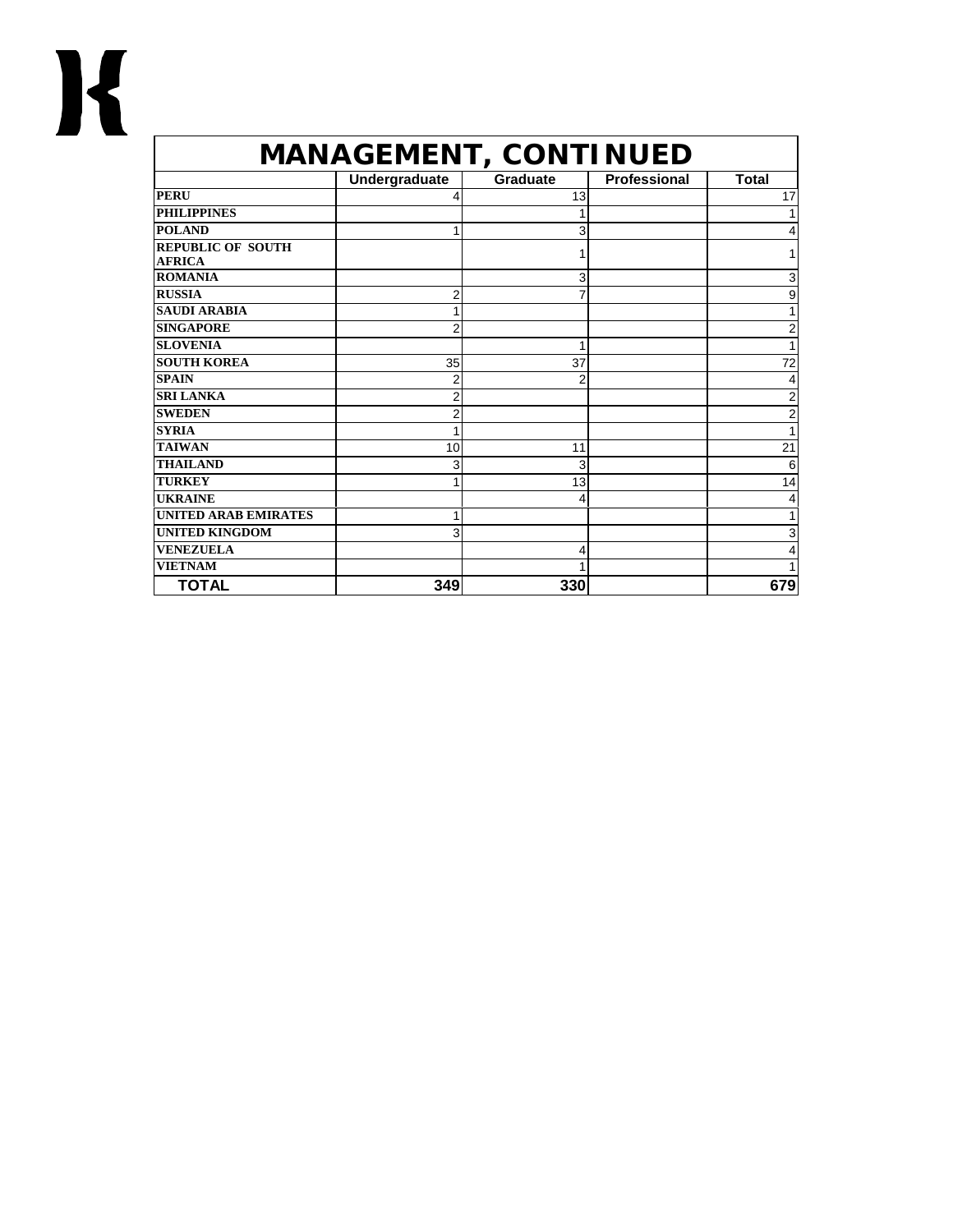| MANAGEMENT, CONTINUED | | | | |
|---|---|---|---|---|
| | Undergraduate | Graduate | Professional | Total |
| PERU | 4 | 13 | | 17 |
| PHILIPPINES | | 1 | | 1 |
| POLAND | 1 | 3 | | 4 |
| REPUBLIC OF SOUTH AFRICA | | 1 | | 1 |
| ROMANIA | | 3 | | 3 |
| RUSSIA | 2 | 7 | | 9 |
| SAUDI ARABIA | 1 | | | 1 |
| SINGAPORE | 2 | | | 2 |
| SLOVENIA | | 1 | | 1 |
| SOUTH KOREA | 35 | 37 | | 72 |
| SPAIN | 2 | 2 | | 4 |
| SRI LANKA | 2 | | | 2 |
| SWEDEN | 2 | | | 2 |
| SYRIA | 1 | | | 1 |
| TAIWAN | 10 | 11 | | 21 |
| THAILAND | 3 | 3 | | 6 |
| TURKEY | 1 | 13 | | 14 |
| UKRAINE | | 4 | | 4 |
| UNITED ARAB EMIRATES | 1 | | | 1 |
| UNITED KINGDOM | 3 | | | 3 |
| VENEZUELA | | 4 | | 4 |
| VIETNAM | | 1 | | 1 |
| **TOTAL** | **349** | **330** | | **679** |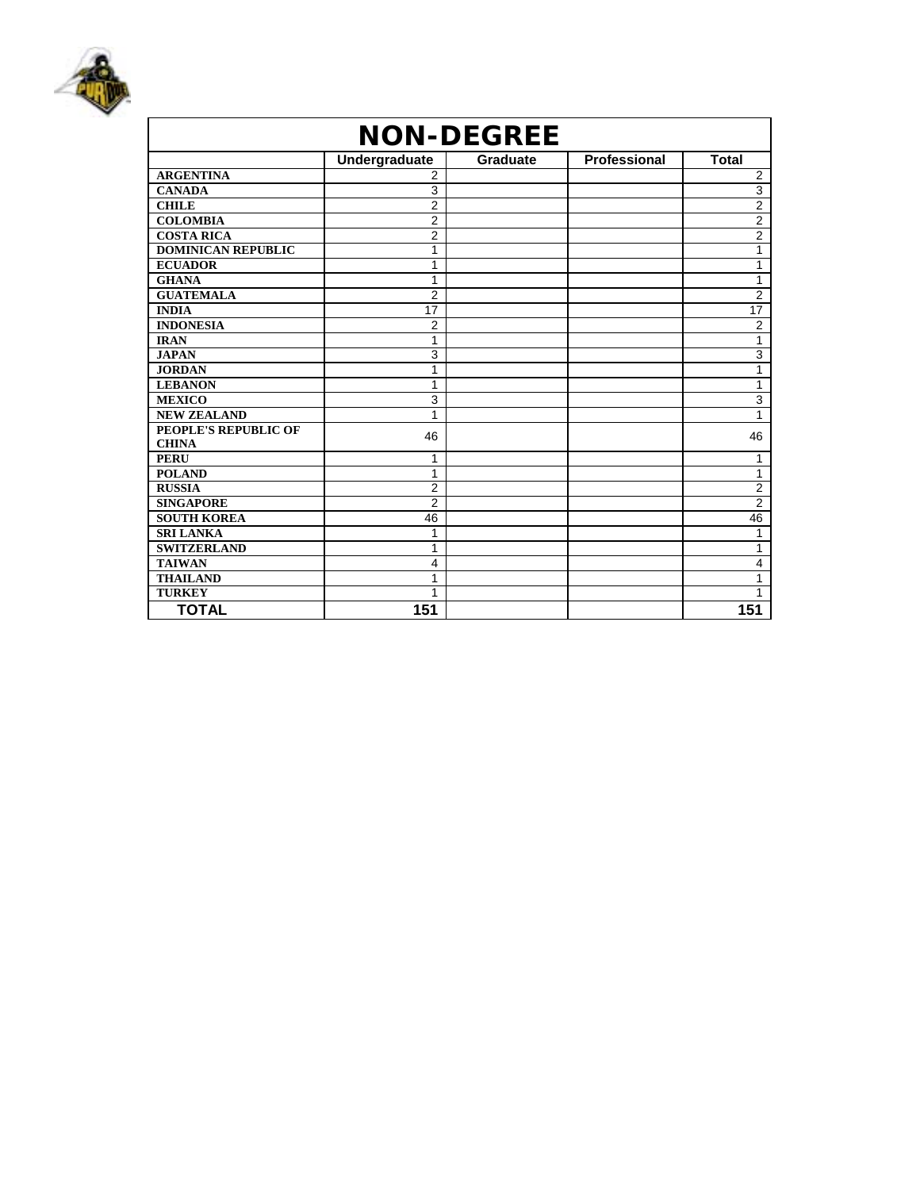# NON-DEGREE

| | Undergraduate | Graduate | Professional | Total |
|---|---|---|---|---|
| **ARGENTINA** | 2 | | | 2 |
| **CANADA** | 3 | | | 3 |
| **CHILE** | 2 | | | 2 |
| **COLOMBIA** | 2 | | | 2 |
| **COSTA RICA** | 2 | | | 2 |
| **DOMINICAN REPUBLIC** | 1 | | | 1 |
| **ECUADOR** | 1 | | | 1 |
| **GHANA** | 1 | | | 1 |
| **GUATEMALA** | 2 | | | 2 |
| **INDIA** | 17 | | | 17 |
| **INDONESIA** | 2 | | | 2 |
| **IRAN** | 1 | | | 1 |
| **JAPAN** | 3 | | | 3 |
| **JORDAN** | 1 | | | 1 |
| **LEBANON** | 1 | | | 1 |
| **MEXICO** | 3 | | | 3 |
| **NEW ZEALAND** | 1 | | | 1 |
| **PEOPLE'S REPUBLIC OF CHINA** | 46 | | | 46 |
| **PERU** | 1 | | | 1 |
| **POLAND** | 1 | | | 1 |
| **RUSSIA** | 2 | | | 2 |
| **SINGAPORE** | 2 | | | 2 |
| **SOUTH KOREA** | 46 | | | 46 |
| **SRI LANKA** | 1 | | | 1 |
| **SWITZERLAND** | 1 | | | 1 |
| **TAIWAN** | 4 | | | 4 |
| **THAILAND** | 1 | | | 1 |
| **TURKEY** | 1 | | | 1 |
| **TOTAL** | **151** | | | **151** |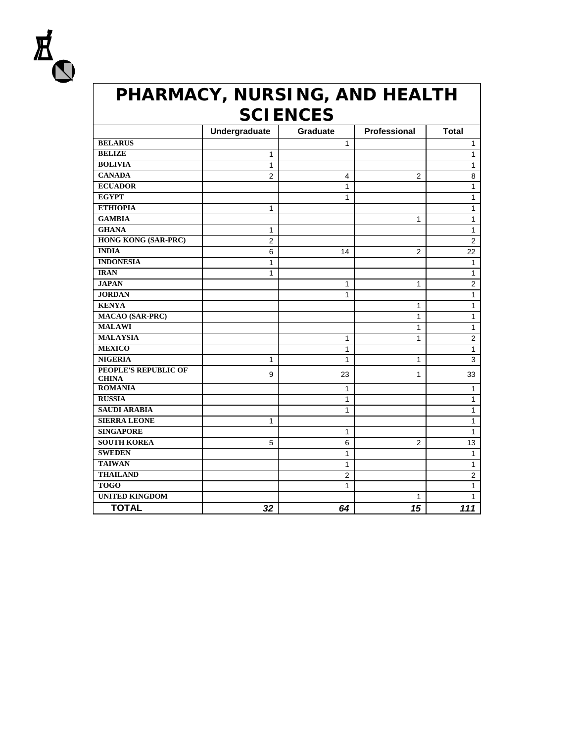# PHARMACY, NURSING, AND HEALTH SCIENCES

| | Undergraduate | Graduate | Professional | Total |
|---|---|---|---|---|
| **BELARUS** | | 1 | | 1 |
| **BELIZE** | 1 | | | 1 |
| **BOLIVIA** | 1 | | | 1 |
| **CANADA** | 2 | 4 | 2 | 8 |
| **ECUADOR** | | 1 | | 1 |
| **EGYPT** | | 1 | | 1 |
| **ETHIOPIA** | 1 | | | 1 |
| **GAMBIA** | | | 1 | 1 |
| **GHANA** | 1 | | | 1 |
| **HONG KONG (SAR-PRC)** | 2 | | | 2 |
| **INDIA** | 6 | 14 | 2 | 22 |
| **INDONESIA** | 1 | | | 1 |
| **IRAN** | 1 | | | 1 |
| **JAPAN** | | 1 | 1 | 2 |
| **JORDAN** | | 1 | | 1 |
| **KENYA** | | | 1 | 1 |
| **MACAO (SAR-PRC)** | | | 1 | 1 |
| **MALAWI** | | | 1 | 1 |
| **MALAYSIA** | | 1 | 1 | 2 |
| **MEXICO** | | 1 | | 1 |
| **NIGERIA** | 1 | 1 | 1 | 3 |
| **PEOPLE'S REPUBLIC OF CHINA** | 9 | 23 | 1 | 33 |
| **ROMANIA** | | 1 | | 1 |
| **RUSSIA** | | 1 | | 1 |
| **SAUDI ARABIA** | | 1 | | 1 |
| **SIERRA LEONE** | 1 | | | 1 |
| **SINGAPORE** | | 1 | | 1 |
| **SOUTH KOREA** | 5 | 6 | 2 | 13 |
| **SWEDEN** | | 1 | | 1 |
| **TAIWAN** | | 1 | | 1 |
| **THAILAND** | | 2 | | 2 |
| **TOGO** | | 1 | | 1 |
| **UNITED KINGDOM** | | | 1 | 1 |
| **TOTAL** | ***32*** | ***64*** | ***15*** | ***111*** |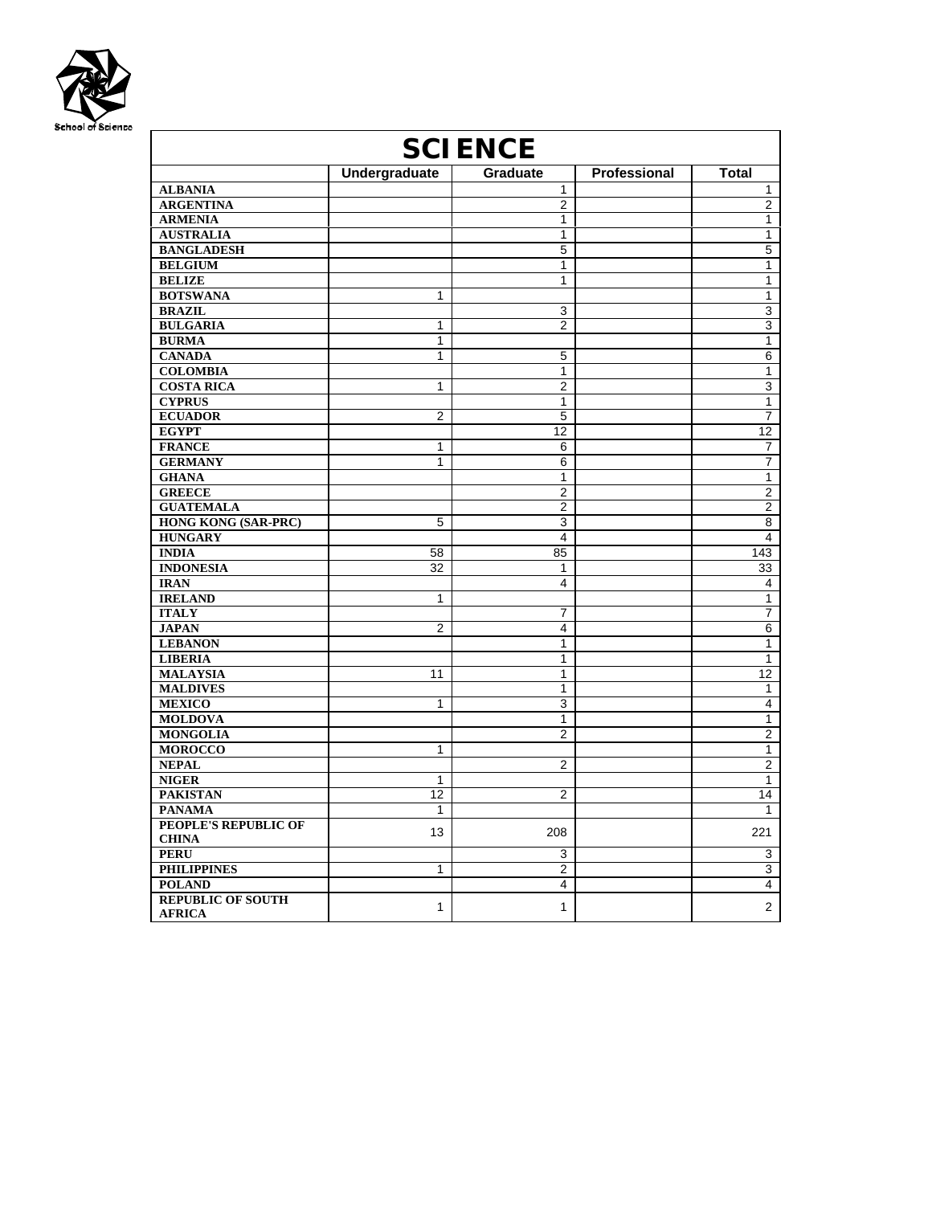School of Science

# SCIENCE

| | Undergraduate | Graduate | Professional | Total |
|---|---|---|---|---|
| ALBANIA | | 1 | | 1 |
| ARGENTINA | | 2 | | 2 |
| ARMENIA | | 1 | | 1 |
| AUSTRALIA | | 1 | | 1 |
| BANGLADESH | | 5 | | 5 |
| BELGIUM | | 1 | | 1 |
| BELIZE | | 1 | | 1 |
| BOTSWANA | 1 | | | 1 |
| BRAZIL | | 3 | | 3 |
| BULGARIA | 1 | 2 | | 3 |
| BURMA | 1 | | | 1 |
| CANADA | 1 | 5 | | 6 |
| COLOMBIA | | 1 | | 1 |
| COSTA RICA | 1 | 2 | | 3 |
| CYPRUS | | 1 | | 1 |
| ECUADOR | 2 | 5 | | 7 |
| EGYPT | | 12 | | 12 |
| FRANCE | 1 | 6 | | 7 |
| GERMANY | 1 | 6 | | 7 |
| GHANA | | 1 | | 1 |
| GREECE | | 2 | | 2 |
| GUATEMALA | | 2 | | 2 |
| HONG KONG (SAR-PRC) | 5 | 3 | | 8 |
| HUNGARY | | 4 | | 4 |
| INDIA | 58 | 85 | | 143 |
| INDONESIA | 32 | 1 | | 33 |
| IRAN | | 4 | | 4 |
| IRELAND | 1 | | | 1 |
| ITALY | | 7 | | 7 |
| JAPAN | 2 | 4 | | 6 |
| LEBANON | | 1 | | 1 |
| LIBERIA | | 1 | | 1 |
| MALAYSIA | 11 | 1 | | 12 |
| MALDIVES | | 1 | | 1 |
| MEXICO | 1 | 3 | | 4 |
| MOLDOVA | | 1 | | 1 |
| MONGOLIA | | 2 | | 2 |
| MOROCCO | 1 | | | 1 |
| NEPAL | | 2 | | 2 |
| NIGER | 1 | | | 1 |
| PAKISTAN | 12 | 2 | | 14 |
| PANAMA | 1 | | | 1 |
| PEOPLE'S REPUBLIC OF CHINA | 13 | 208 | | 221 |
| PERU | | 3 | | 3 |
| PHILIPPINES | 1 | 2 | | 3 |
| POLAND | | 4 | | 4 |
| REPUBLIC OF SOUTH AFRICA | 1 | 1 | | 2 |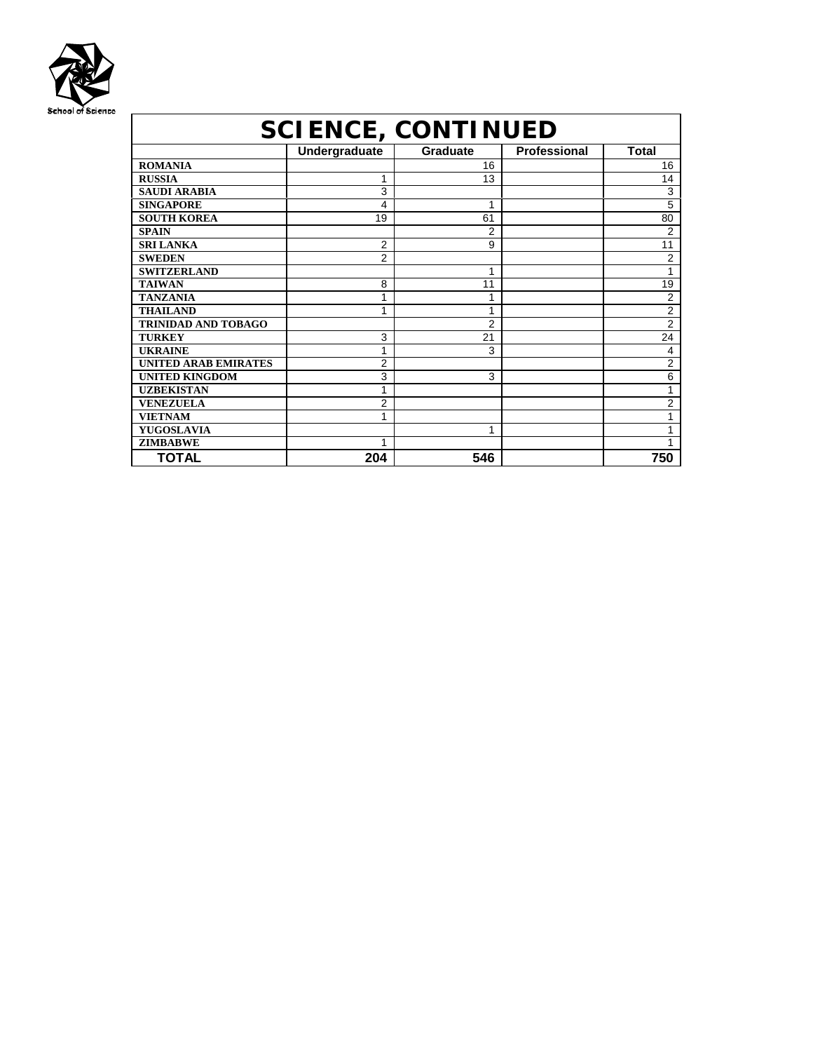School of Science

# SCIENCE, CONTINUED

| | Undergraduate | Graduate | Professional | Total |
|---|---|---|---|---|
| **ROMANIA** | | 16 | | 16 |
| **RUSSIA** | 1 | 13 | | 14 |
| **SAUDI ARABIA** | 3 | | | 3 |
| **SINGAPORE** | 4 | 1 | | 5 |
| **SOUTH KOREA** | 19 | 61 | | 80 |
| **SPAIN** | | 2 | | 2 |
| **SRI LANKA** | 2 | 9 | | 11 |
| **SWEDEN** | 2 | | | 2 |
| **SWITZERLAND** | | 1 | | 1 |
| **TAIWAN** | 8 | 11 | | 19 |
| **TANZANIA** | 1 | 1 | | 2 |
| **THAILAND** | 1 | 1 | | 2 |
| **TRINIDAD AND TOBAGO** | | 2 | | 2 |
| **TURKEY** | 3 | 21 | | 24 |
| **UKRAINE** | 1 | 3 | | 4 |
| **UNITED ARAB EMIRATES** | 2 | | | 2 |
| **UNITED KINGDOM** | 3 | 3 | | 6 |
| **UZBEKISTAN** | 1 | | | 1 |
| **VENEZUELA** | 2 | | | 2 |
| **VIETNAM** | 1 | | | 1 |
| **YUGOSLAVIA** | | 1 | | 1 |
| **ZIMBABWE** | 1 | | | 1 |
| **TOTAL** | **204** | **546** | | **750** |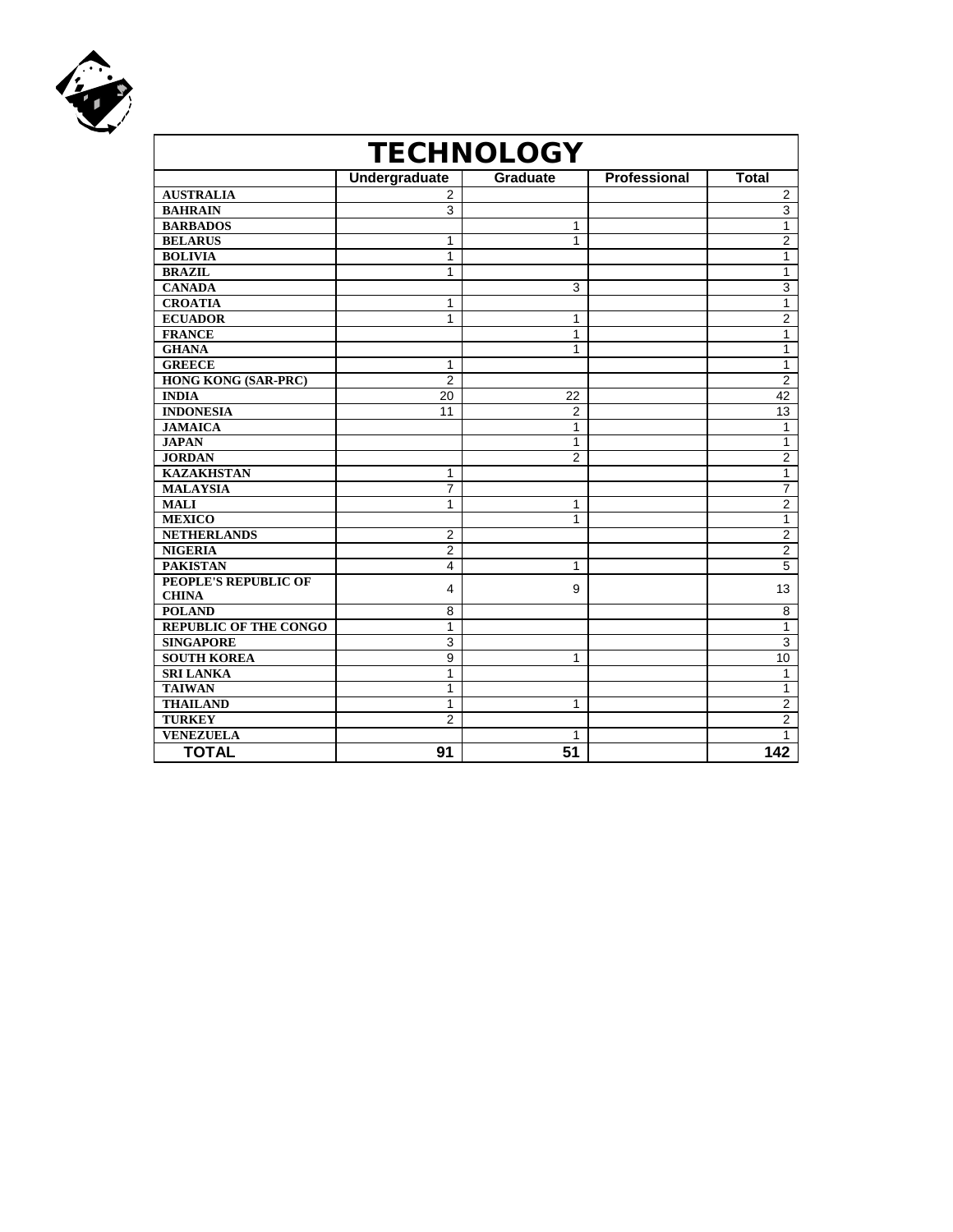# TECHNOLOGY

| | Undergraduate | Graduate | Professional | Total |
|---|---|---|---|---|
| **AUSTRALIA** | 2 | | | 2 |
| **BAHRAIN** | 3 | | | 3 |
| **BARBADOS** | | 1 | | 1 |
| **BELARUS** | 1 | 1 | | 2 |
| **BOLIVIA** | 1 | | | 1 |
| **BRAZIL** | 1 | | | 1 |
| **CANADA** | | 3 | | 3 |
| **CROATIA** | 1 | | | 1 |
| **ECUADOR** | 1 | 1 | | 2 |
| **FRANCE** | | 1 | | 1 |
| **GHANA** | | 1 | | 1 |
| **GREECE** | 1 | | | 1 |
| **HONG KONG (SAR-PRC)** | 2 | | | 2 |
| **INDIA** | 20 | 22 | | 42 |
| **INDONESIA** | 11 | 2 | | 13 |
| **JAMAICA** | | 1 | | 1 |
| **JAPAN** | | 1 | | 1 |
| **JORDAN** | | 2 | | 2 |
| **KAZAKHSTAN** | 1 | | | 1 |
| **MALAYSIA** | 7 | | | 7 |
| **MALI** | 1 | 1 | | 2 |
| **MEXICO** | | 1 | | 1 |
| **NETHERLANDS** | 2 | | | 2 |
| **NIGERIA** | 2 | | | 2 |
| **PAKISTAN** | 4 | 1 | | 5 |
| **PEOPLE'S REPUBLIC OF CHINA** | 4 | 9 | | 13 |
| **POLAND** | 8 | | | 8 |
| **REPUBLIC OF THE CONGO** | 1 | | | 1 |
| **SINGAPORE** | 3 | | | 3 |
| **SOUTH KOREA** | 9 | 1 | | 10 |
| **SRI LANKA** | 1 | | | 1 |
| **TAIWAN** | 1 | | | 1 |
| **THAILAND** | 1 | 1 | | 2 |
| **TURKEY** | 2 | | | 2 |
| **VENEZUELA** | | 1 | | 1 |
| **TOTAL** | **91** | **51** | | **142** |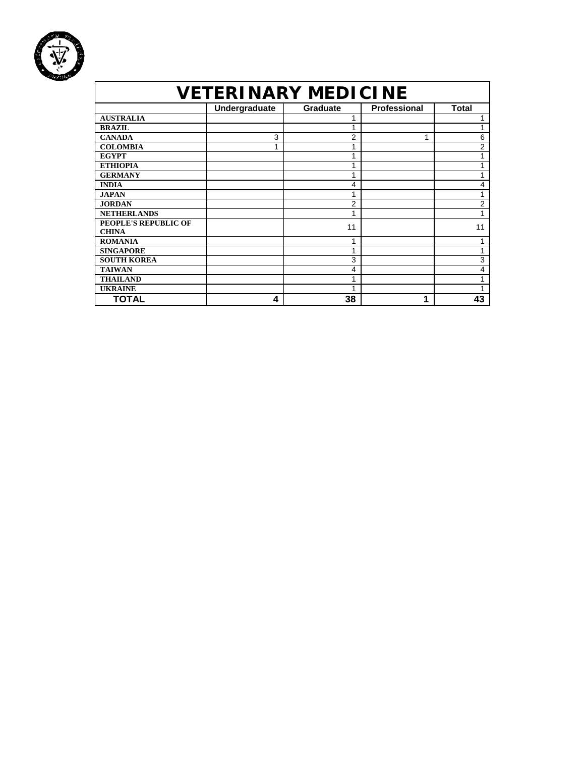# VETERINARY MEDICINE

| | Undergraduate | Graduate | Professional | Total |
|---|---|---|---|---|
| **AUSTRALIA** | | 1 | | 1 |
| **BRAZIL** | | 1 | | 1 |
| **CANADA** | 3 | 2 | 1 | 6 |
| **COLOMBIA** | 1 | 1 | | 2 |
| **EGYPT** | | 1 | | 1 |
| **ETHIOPIA** | | 1 | | 1 |
| **GERMANY** | | 1 | | 1 |
| **INDIA** | | 4 | | 4 |
| **JAPAN** | | 1 | | 1 |
| **JORDAN** | | 2 | | 2 |
| **NETHERLANDS** | | 1 | | 1 |
| **PEOPLE'S REPUBLIC OF CHINA** | | 11 | | 11 |
| **ROMANIA** | | 1 | | 1 |
| **SINGAPORE** | | 1 | | 1 |
| **SOUTH KOREA** | | 3 | | 3 |
| **TAIWAN** | | 4 | | 4 |
| **THAILAND** | | 1 | | 1 |
| **UKRAINE** | | 1 | | 1 |
| **TOTAL** | **4** | **38** | **1** | **43** |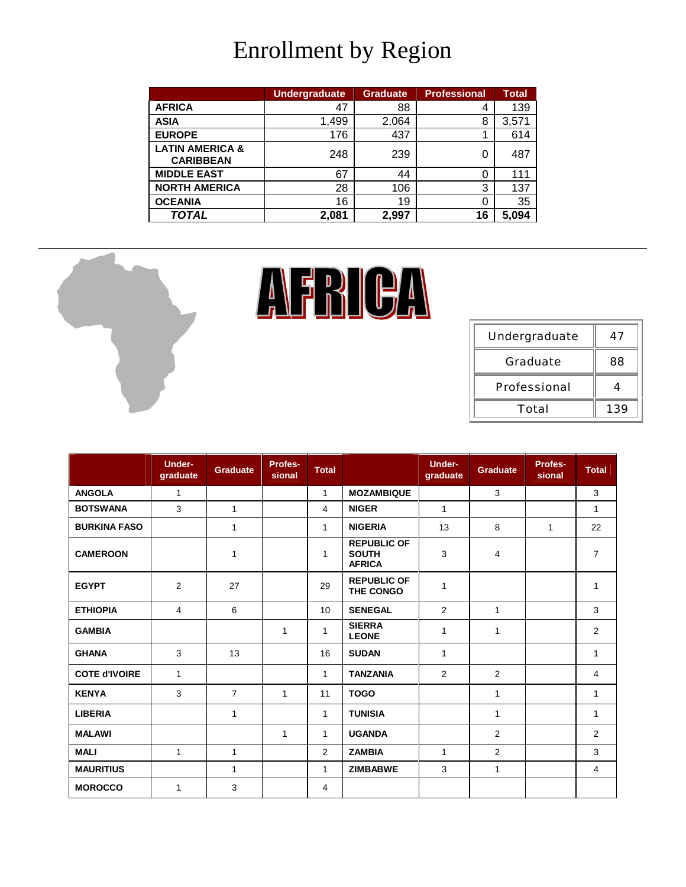# Enrollment by Region

| | Undergraduate | Graduate | Professional | Total |
|---|---|---|---|---|
| **AFRICA** | 47 | 88 | 4 | 139 |
| **ASIA** | 1,499 | 2,064 | 8 | 3,571 |
| **EUROPE** | 176 | 437 | 1 | 614 |
| **LATIN AMERICA & CARIBBEAN** | 248 | 239 | 0 | 487 |
| **MIDDLE EAST** | 67 | 44 | 0 | 111 |
| **NORTH AMERICA** | 28 | 106 | 3 | 137 |
| **OCEANIA** | 16 | 19 | 0 | 35 |
| ***TOTAL*** | **2,081** | **2,997** | **16** | **5,094** |

---

# AFRICA

| | |
|---|---|
| Undergraduate | 47 |
| Graduate | 88 |
| Professional | 4 |
| Total | 139 |

| | Under-graduate | Graduate | Profes-sional | Total | | Under-graduate | Graduate | Profes-sional | Total |
|---|---|---|---|---|---|---|---|---|---|
| **ANGOLA** | 1 | | | 1 | **MOZAMBIQUE** | | 3 | | 3 |
| **BOTSWANA** | 3 | 1 | | 4 | **NIGER** | 1 | | | 1 |
| **BURKINA FASO** | | 1 | | 1 | **NIGERIA** | 13 | 8 | 1 | 22 |
| **CAMEROON** | | 1 | | 1 | **REPUBLIC OF SOUTH AFRICA** | 3 | 4 | | 7 |
| **EGYPT** | 2 | 27 | | 29 | **REPUBLIC OF THE CONGO** | 1 | | | 1 |
| **ETHIOPIA** | 4 | 6 | | 10 | **SENEGAL** | 2 | 1 | | 3 |
| **GAMBIA** | | | 1 | 1 | **SIERRA LEONE** | 1 | 1 | | 2 |
| **GHANA** | 3 | 13 | | 16 | **SUDAN** | 1 | | | 1 |
| **COTE d'IVOIRE** | 1 | | | 1 | **TANZANIA** | 2 | 2 | | 4 |
| **KENYA** | 3 | 7 | 1 | 11 | **TOGO** | | 1 | | 1 |
| **LIBERIA** | | 1 | | 1 | **TUNISIA** | | 1 | | 1 |
| **MALAWI** | | | 1 | 1 | **UGANDA** | | 2 | | 2 |
| **MALI** | 1 | 1 | | 2 | **ZAMBIA** | 1 | 2 | | 3 |
| **MAURITIUS** | | 1 | | 1 | **ZIMBABWE** | 3 | 1 | | 4 |
| **MOROCCO** | 1 | 3 | | 4 | | | | | |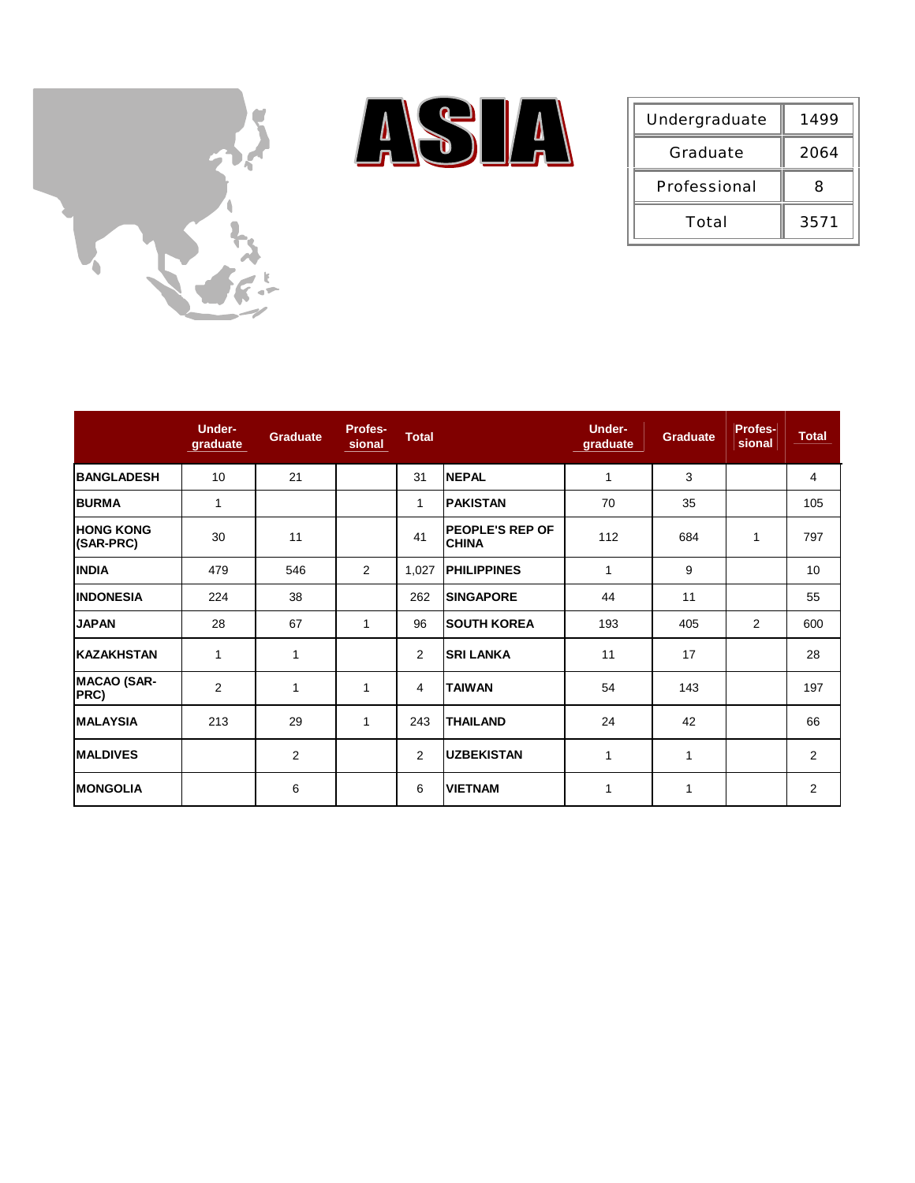# ASIA

| | |
|---|---|
| Undergraduate | 1499 |
| Graduate | 2064 |
| Professional | 8 |
| Total | 3571 |

| | Under-graduate | Graduate | Profes-sional | Total | | Under-graduate | Graduate | Profes-sional | Total |
|---|---|---|---|---|---|---|---|---|---|
| **BANGLADESH** | 10 | 21 | | 31 | **NEPAL** | 1 | 3 | | 4 |
| **BURMA** | 1 | | | 1 | **PAKISTAN** | 70 | 35 | | 105 |
| **HONG KONG (SAR-PRC)** | 30 | 11 | | 41 | **PEOPLE'S REP OF CHINA** | 112 | 684 | 1 | 797 |
| **INDIA** | 479 | 546 | 2 | 1,027 | **PHILIPPINES** | 1 | 9 | | 10 |
| **INDONESIA** | 224 | 38 | | 262 | **SINGAPORE** | 44 | 11 | | 55 |
| **JAPAN** | 28 | 67 | 1 | 96 | **SOUTH KOREA** | 193 | 405 | 2 | 600 |
| **KAZAKHSTAN** | 1 | 1 | | 2 | **SRI LANKA** | 11 | 17 | | 28 |
| **MACAO (SAR-PRC)** | 2 | 1 | 1 | 4 | **TAIWAN** | 54 | 143 | | 197 |
| **MALAYSIA** | 213 | 29 | 1 | 243 | **THAILAND** | 24 | 42 | | 66 |
| **MALDIVES** | | 2 | | 2 | **UZBEKISTAN** | 1 | 1 | | 2 |
| **MONGOLIA** | | 6 | | 6 | **VIETNAM** | 1 | 1 | | 2 |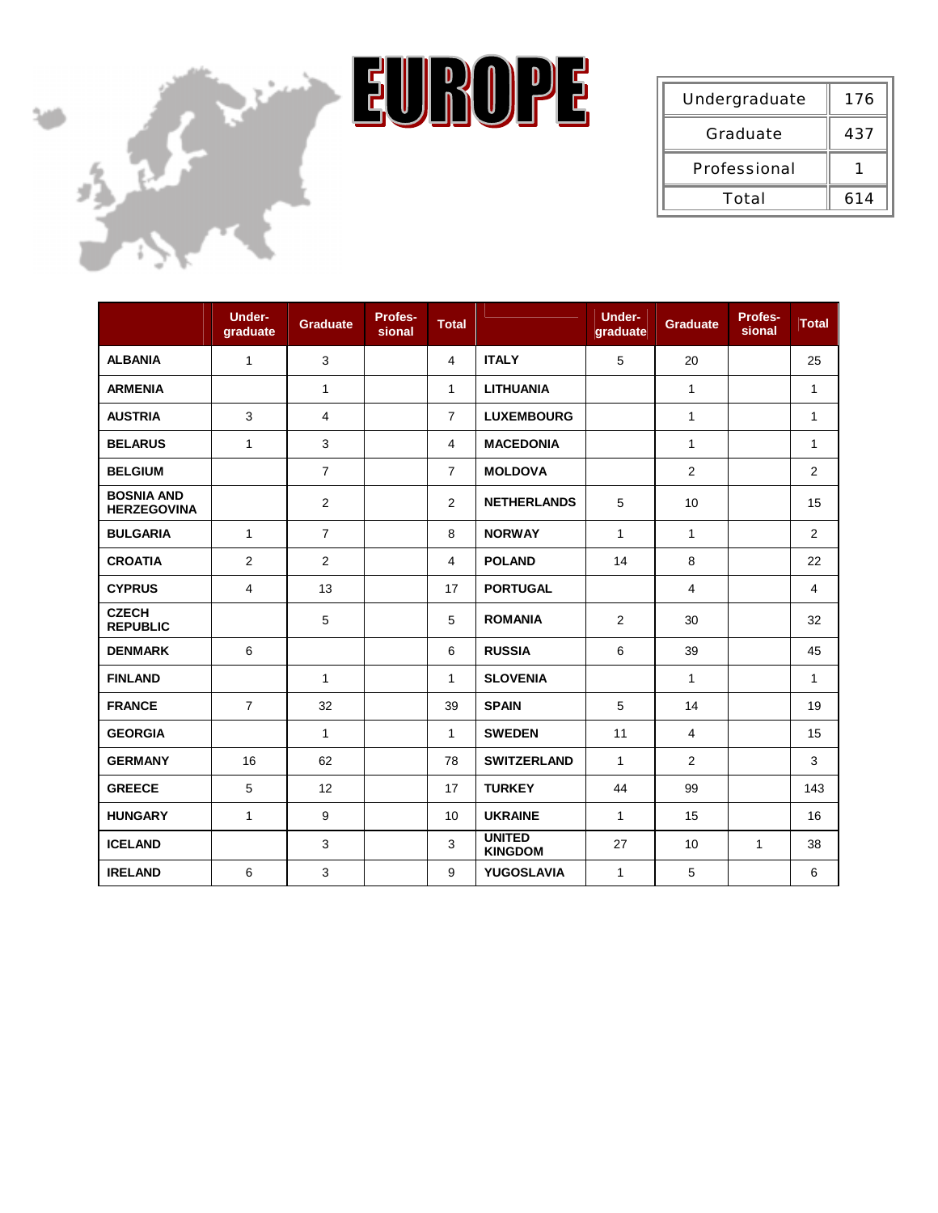# EUROPE

| Undergraduate | 176 |
|---|---|
| Graduate | 437 |
| Professional | 1 |
| Total | 614 |

| | Under-graduate | Graduate | Profes-sional | Total | | Under-graduate | Graduate | Profes-sional | Total |
|---|---|---|---|---|---|---|---|---|---|
| **ALBANIA** | 1 | 3 | | 4 | **ITALY** | 5 | 20 | | 25 |
| **ARMENIA** | | 1 | | 1 | **LITHUANIA** | | 1 | | 1 |
| **AUSTRIA** | 3 | 4 | | 7 | **LUXEMBOURG** | | 1 | | 1 |
| **BELARUS** | 1 | 3 | | 4 | **MACEDONIA** | | 1 | | 1 |
| **BELGIUM** | | 7 | | 7 | **MOLDOVA** | | 2 | | 2 |
| **BOSNIA AND HERZEGOVINA** | | 2 | | 2 | **NETHERLANDS** | 5 | 10 | | 15 |
| **BULGARIA** | 1 | 7 | | 8 | **NORWAY** | 1 | 1 | | 2 |
| **CROATIA** | 2 | 2 | | 4 | **POLAND** | 14 | 8 | | 22 |
| **CYPRUS** | 4 | 13 | | 17 | **PORTUGAL** | | 4 | | 4 |
| **CZECH REPUBLIC** | | 5 | | 5 | **ROMANIA** | 2 | 30 | | 32 |
| **DENMARK** | 6 | | | 6 | **RUSSIA** | 6 | 39 | | 45 |
| **FINLAND** | | 1 | | 1 | **SLOVENIA** | | 1 | | 1 |
| **FRANCE** | 7 | 32 | | 39 | **SPAIN** | 5 | 14 | | 19 |
| **GEORGIA** | | 1 | | 1 | **SWEDEN** | 11 | 4 | | 15 |
| **GERMANY** | 16 | 62 | | 78 | **SWITZERLAND** | 1 | 2 | | 3 |
| **GREECE** | 5 | 12 | | 17 | **TURKEY** | 44 | 99 | | 143 |
| **HUNGARY** | 1 | 9 | | 10 | **UKRAINE** | 1 | 15 | | 16 |
| **ICELAND** | | 3 | | 3 | **UNITED KINGDOM** | 27 | 10 | 1 | 38 |
| **IRELAND** | 6 | 3 | | 9 | **YUGOSLAVIA** | 1 | 5 | | 6 |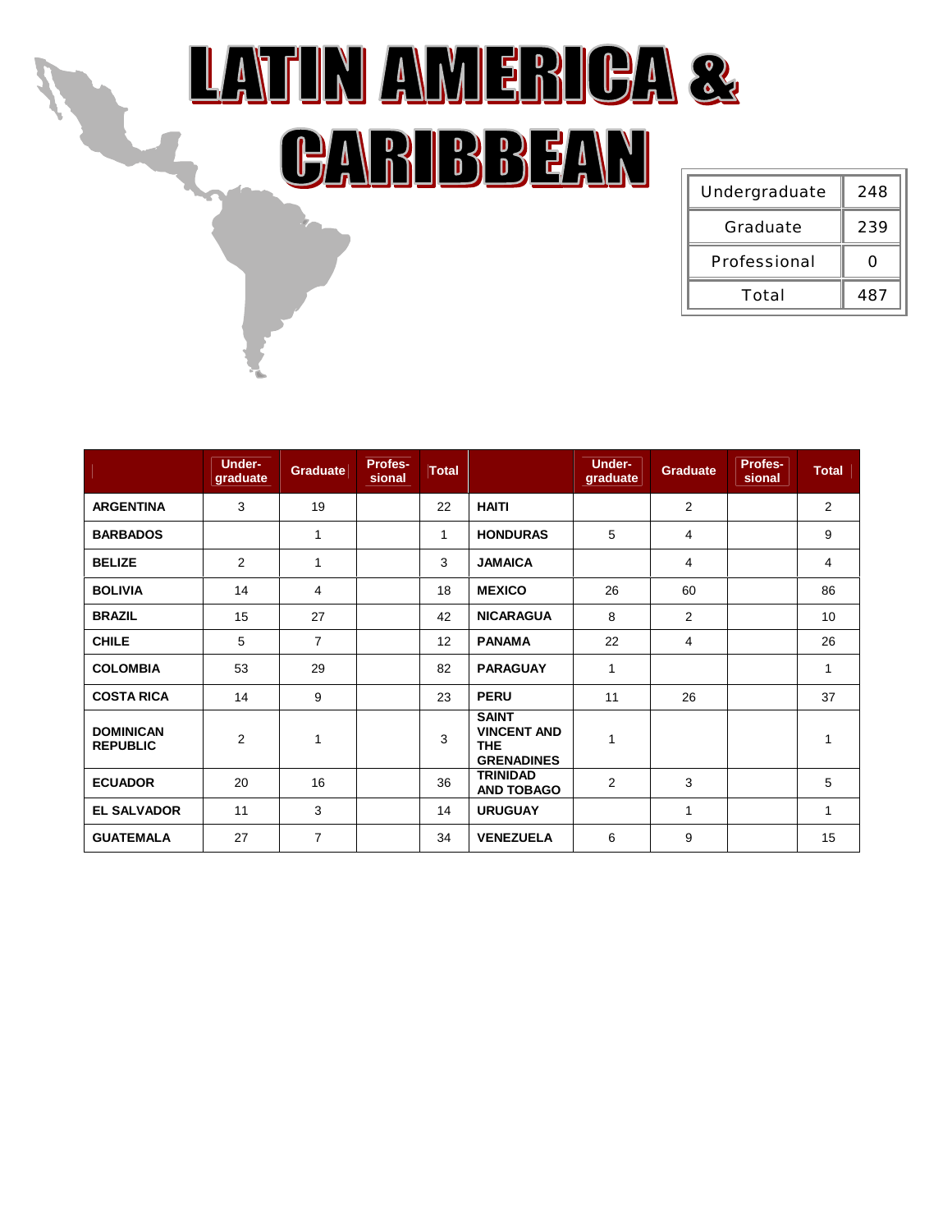# LATIN AMERICA & CARIBBEAN

| Undergraduate | 248 |
|---|---|
| Graduate | 239 |
| Professional | 0 |
| Total | 487 |

| | Under-graduate | Graduate | Profes-sional | Total | | Under-graduate | Graduate | Profes-sional | Total |
|---|---|---|---|---|---|---|---|---|---|
| **ARGENTINA** | 3 | 19 | | 22 | **HAITI** | | 2 | | 2 |
| **BARBADOS** | | 1 | | 1 | **HONDURAS** | 5 | 4 | | 9 |
| **BELIZE** | 2 | 1 | | 3 | **JAMAICA** | | 4 | | 4 |
| **BOLIVIA** | 14 | 4 | | 18 | **MEXICO** | 26 | 60 | | 86 |
| **BRAZIL** | 15 | 27 | | 42 | **NICARAGUA** | 8 | 2 | | 10 |
| **CHILE** | 5 | 7 | | 12 | **PANAMA** | 22 | 4 | | 26 |
| **COLOMBIA** | 53 | 29 | | 82 | **PARAGUAY** | 1 | | | 1 |
| **COSTA RICA** | 14 | 9 | | 23 | **PERU** | 11 | 26 | | 37 |
| **DOMINICAN REPUBLIC** | 2 | 1 | | 3 | **SAINT VINCENT AND THE GRENADINES** | 1 | | | 1 |
| **ECUADOR** | 20 | 16 | | 36 | **TRINIDAD AND TOBAGO** | 2 | 3 | | 5 |
| **EL SALVADOR** | 11 | 3 | | 14 | **URUGUAY** | | 1 | | 1 |
| **GUATEMALA** | 27 | 7 | | 34 | **VENEZUELA** | 6 | 9 | | 15 |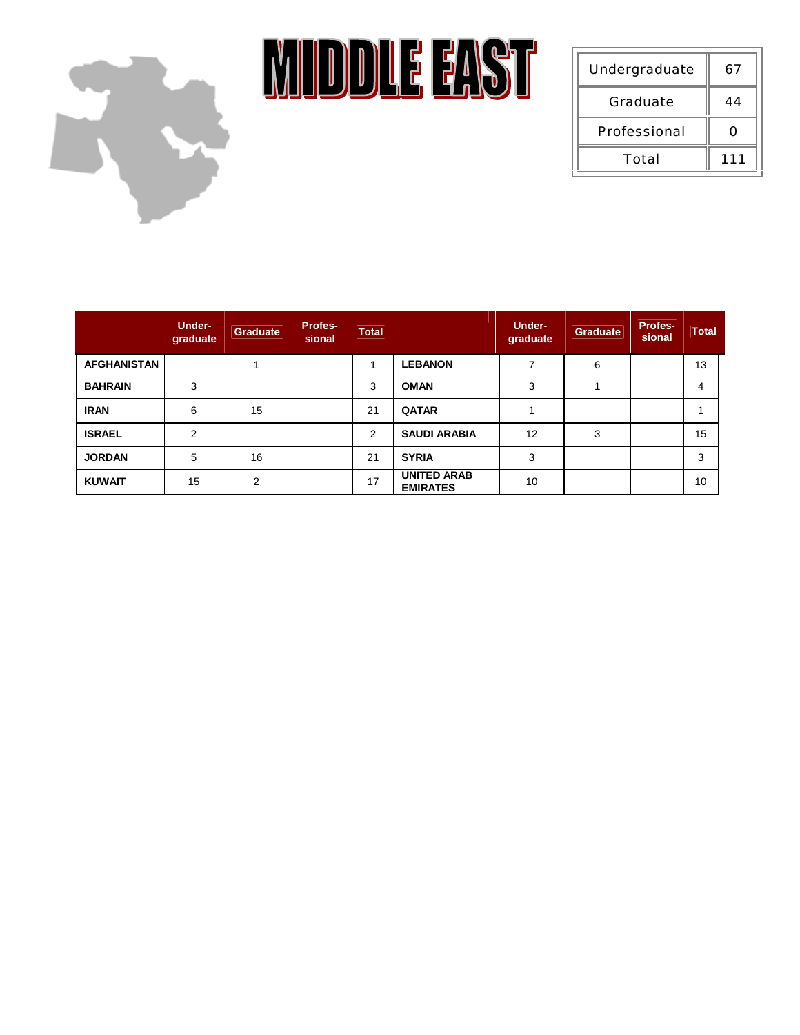# MIDDLE EAST

| | |
|---|---|
| Undergraduate | 67 |
| Graduate | 44 |
| Professional | 0 |
| Total | 111 |

| | Under-graduate | Graduate | Profes-sional | Total | | Under-graduate | Graduate | Profes-sional | Total |
|---|---|---|---|---|---|---|---|---|---|
| **AFGHANISTAN** | | 1 | | 1 | **LEBANON** | 7 | 6 | | 13 |
| **BAHRAIN** | 3 | | | 3 | **OMAN** | 3 | 1 | | 4 |
| **IRAN** | 6 | 15 | | 21 | **QATAR** | 1 | | | 1 |
| **ISRAEL** | 2 | | | 2 | **SAUDI ARABIA** | 12 | 3 | | 15 |
| **JORDAN** | 5 | 16 | | 21 | **SYRIA** | 3 | | | 3 |
| **KUWAIT** | 15 | 2 | | 17 | **UNITED ARAB EMIRATES** | 10 | | | 10 |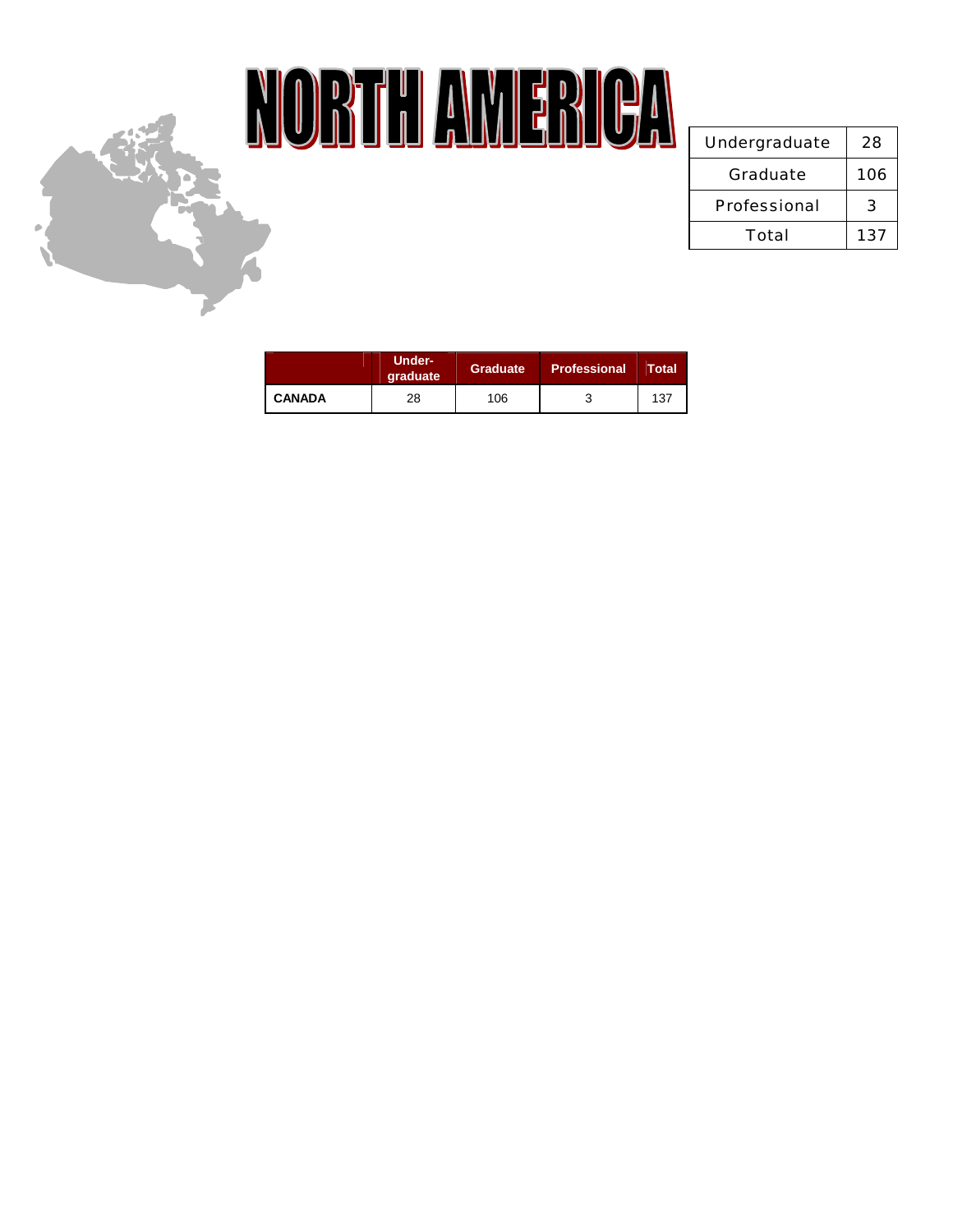# NORTH AMERICA

| Undergraduate | 28 |
|---|---|
| Graduate | 106 |
| Professional | 3 |
| Total | 137 |

| | Under-graduate | Graduate | Professional | Total |
|---|---|---|---|---|
| **CANADA** | 28 | 106 | 3 | 137 |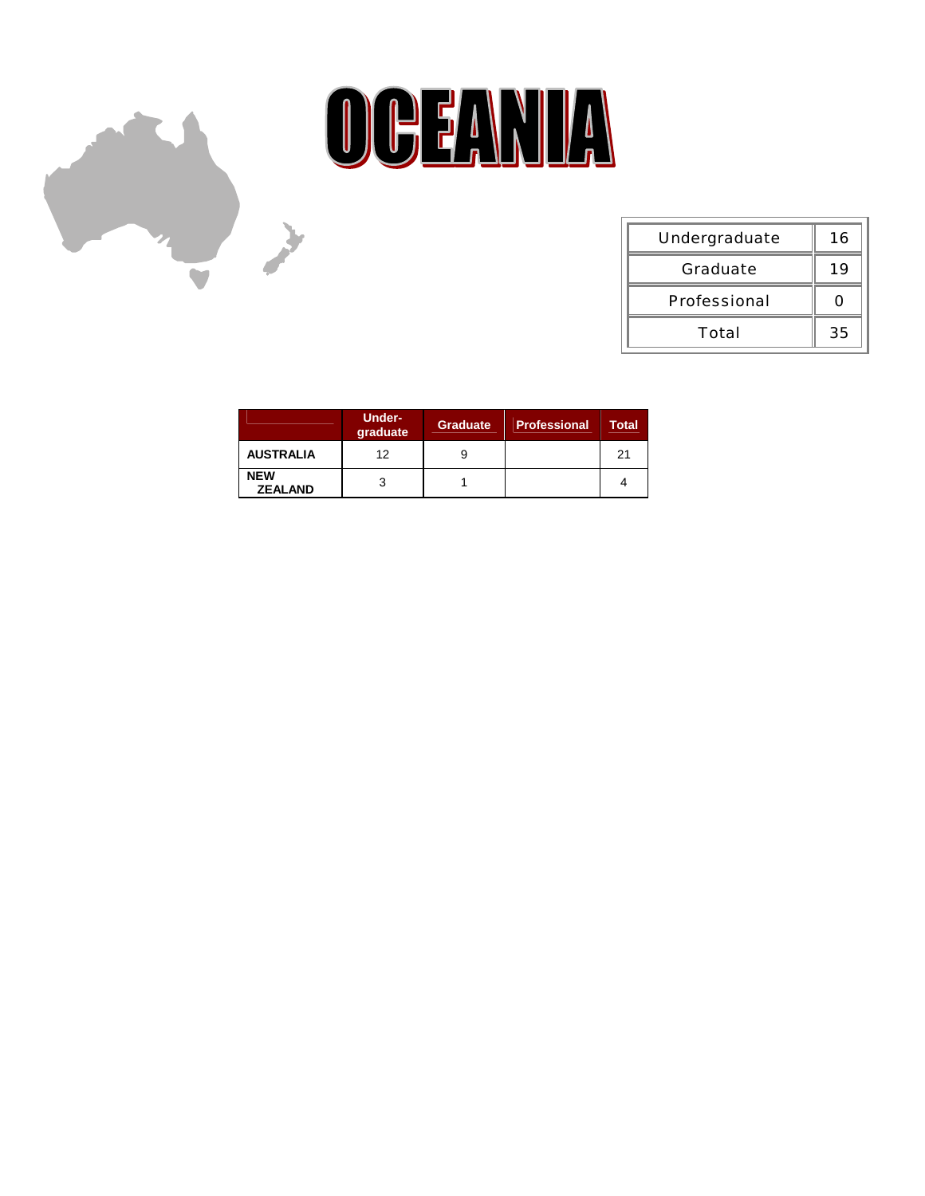# OCEANIA

| Undergraduate | 16 |
|---|---|
| Graduate | 19 |
| Professional | 0 |
| Total | 35 |

| | Under-graduate | Graduate | Professional | Total |
|---|---|---|---|---|
| **AUSTRALIA** | 12 | 9 | | 21 |
| **NEW ZEALAND** | 3 | 1 | | 4 |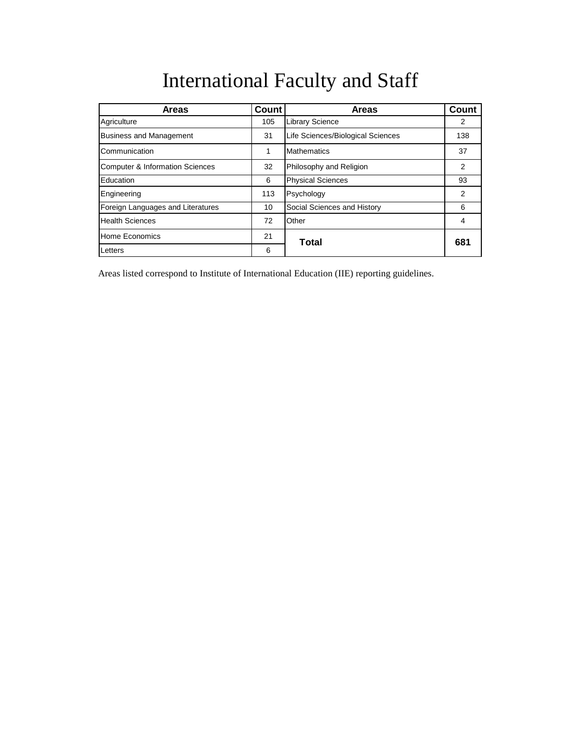# International Faculty and Staff

| Areas | Count | Areas | Count |
|---|---|---|---|
| Agriculture | 105 | Library Science | 2 |
| Business and Management | 31 | Life Sciences/Biological Sciences | 138 |
| Communication | 1 | Mathematics | 37 |
| Computer & Information Sciences | 32 | Philosophy and Religion | 2 |
| Education | 6 | Physical Sciences | 93 |
| Engineering | 113 | Psychology | 2 |
| Foreign Languages and Literatures | 10 | Social Sciences and History | 6 |
| Health Sciences | 72 | Other | 4 |
| Home Economics | 21 | **Total** | **681** |
| Letters | 6 | | |

Areas listed correspond to Institute of International Education (IIE) reporting guidelines.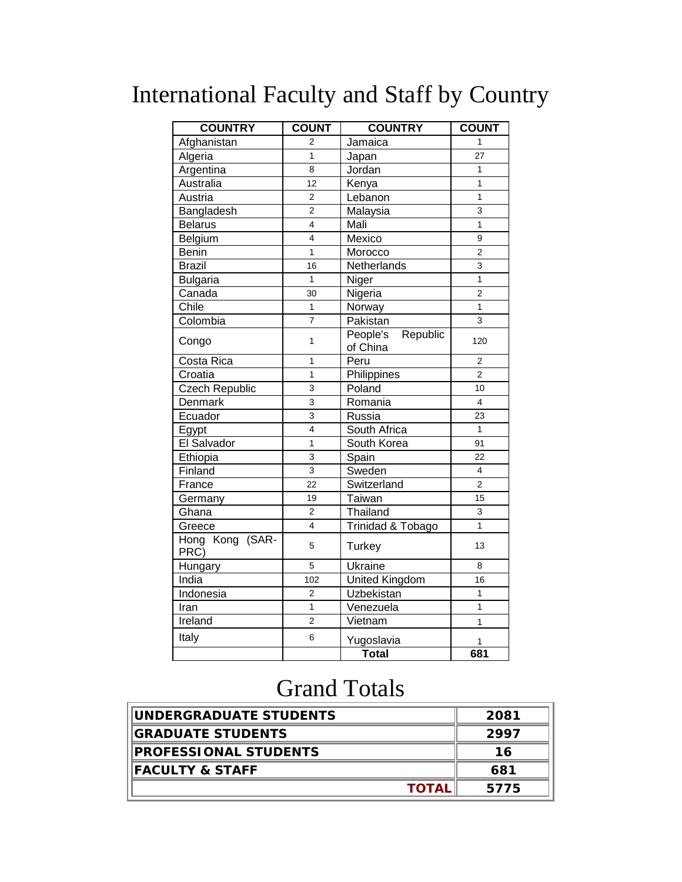# International Faculty and Staff by Country

| COUNTRY | COUNT | COUNTRY | COUNT |
|---|---|---|---|
| Afghanistan | 2 | Jamaica | 1 |
| Algeria | 1 | Japan | 27 |
| Argentina | 8 | Jordan | 1 |
| Australia | 12 | Kenya | 1 |
| Austria | 2 | Lebanon | 1 |
| Bangladesh | 2 | Malaysia | 3 |
| Belarus | 4 | Mali | 1 |
| Belgium | 4 | Mexico | 9 |
| Benin | 1 | Morocco | 2 |
| Brazil | 16 | Netherlands | 3 |
| Bulgaria | 1 | Niger | 1 |
| Canada | 30 | Nigeria | 2 |
| Chile | 1 | Norway | 1 |
| Colombia | 7 | Pakistan | 3 |
| Congo | 1 | People's Republic of China | 120 |
| Costa Rica | 1 | Peru | 2 |
| Croatia | 1 | Philippines | 2 |
| Czech Republic | 3 | Poland | 10 |
| Denmark | 3 | Romania | 4 |
| Ecuador | 3 | Russia | 23 |
| Egypt | 4 | South Africa | 1 |
| El Salvador | 1 | South Korea | 91 |
| Ethiopia | 3 | Spain | 22 |
| Finland | 3 | Sweden | 4 |
| France | 22 | Switzerland | 2 |
| Germany | 19 | Taiwan | 15 |
| Ghana | 2 | Thailand | 3 |
| Greece | 4 | Trinidad & Tobago | 1 |
| Hong Kong (SAR-PRC) | 5 | Turkey | 13 |
| Hungary | 5 | Ukraine | 8 |
| India | 102 | United Kingdom | 16 |
| Indonesia | 2 | Uzbekistan | 1 |
| Iran | 1 | Venezuela | 1 |
| Ireland | 2 | Vietnam | 1 |
| Italy | 6 | Yugoslavia | 1 |
| | | **Total** | **681** |

# Grand Totals

| | |
|---|---|
| **UNDERGRADUATE STUDENTS** | **2081** |
| **GRADUATE STUDENTS** | **2997** |
| **PROFESSIONAL STUDENTS** | **16** |
| **FACULTY & STAFF** | **681** |
| **TOTAL** | **5775** |